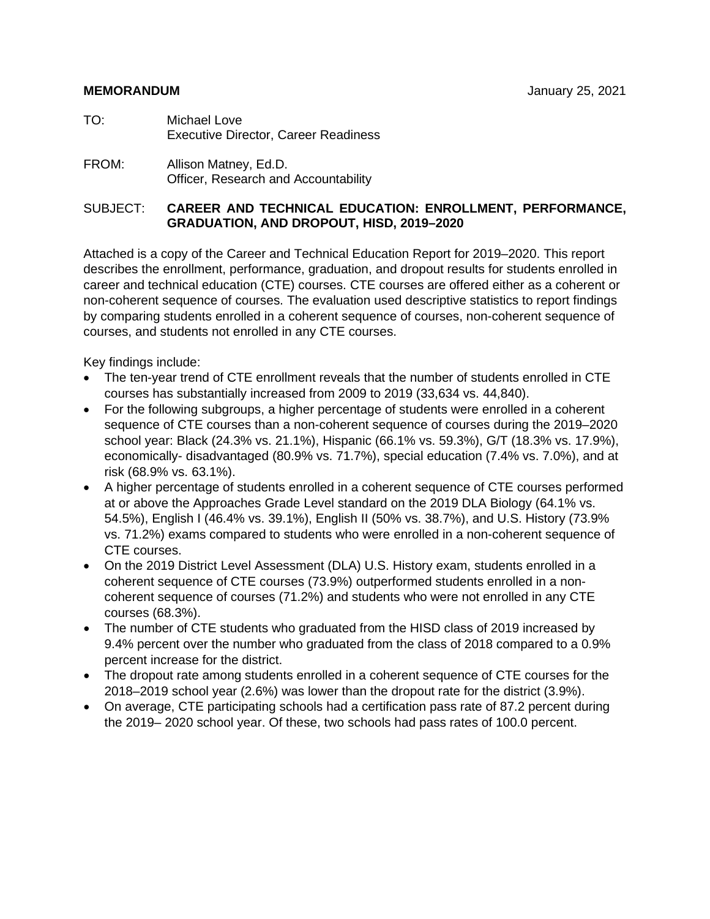**MEMORANDUM** January 25, 2021

TO: Michael Love
Executive Director, Career Readiness

FROM: Allison Matney, Ed.D.
Officer, Research and Accountability

SUBJECT: **CAREER AND TECHNICAL EDUCATION: ENROLLMENT, PERFORMANCE, GRADUATION, AND DROPOUT, HISD, 2019–2020**

Attached is a copy of the Career and Technical Education Report for 2019–2020. This report describes the enrollment, performance, graduation, and dropout results for students enrolled in career and technical education (CTE) courses. CTE courses are offered either as a coherent or non-coherent sequence of courses. The evaluation used descriptive statistics to report findings by comparing students enrolled in a coherent sequence of courses, non-coherent sequence of courses, and students not enrolled in any CTE courses.

Key findings include:

- The ten-year trend of CTE enrollment reveals that the number of students enrolled in CTE courses has substantially increased from 2009 to 2019 (33,634 vs. 44,840).
- For the following subgroups, a higher percentage of students were enrolled in a coherent sequence of CTE courses than a non-coherent sequence of courses during the 2019–2020 school year: Black (24.3% vs. 21.1%), Hispanic (66.1% vs. 59.3%), G/T (18.3% vs. 17.9%), economically- disadvantaged (80.9% vs. 71.7%), special education (7.4% vs. 7.0%), and at risk (68.9% vs. 63.1%).
- A higher percentage of students enrolled in a coherent sequence of CTE courses performed at or above the Approaches Grade Level standard on the 2019 DLA Biology (64.1% vs. 54.5%), English I (46.4% vs. 39.1%), English II (50% vs. 38.7%), and U.S. History (73.9% vs. 71.2%) exams compared to students who were enrolled in a non-coherent sequence of CTE courses.
- On the 2019 District Level Assessment (DLA) U.S. History exam, students enrolled in a coherent sequence of CTE courses (73.9%) outperformed students enrolled in a non-coherent sequence of courses (71.2%) and students who were not enrolled in any CTE courses (68.3%).
- The number of CTE students who graduated from the HISD class of 2019 increased by 9.4% percent over the number who graduated from the class of 2018 compared to a 0.9% percent increase for the district.
- The dropout rate among students enrolled in a coherent sequence of CTE courses for the 2018–2019 school year (2.6%) was lower than the dropout rate for the district (3.9%).
- On average, CTE participating schools had a certification pass rate of 87.2 percent during the 2019– 2020 school year. Of these, two schools had pass rates of 100.0 percent.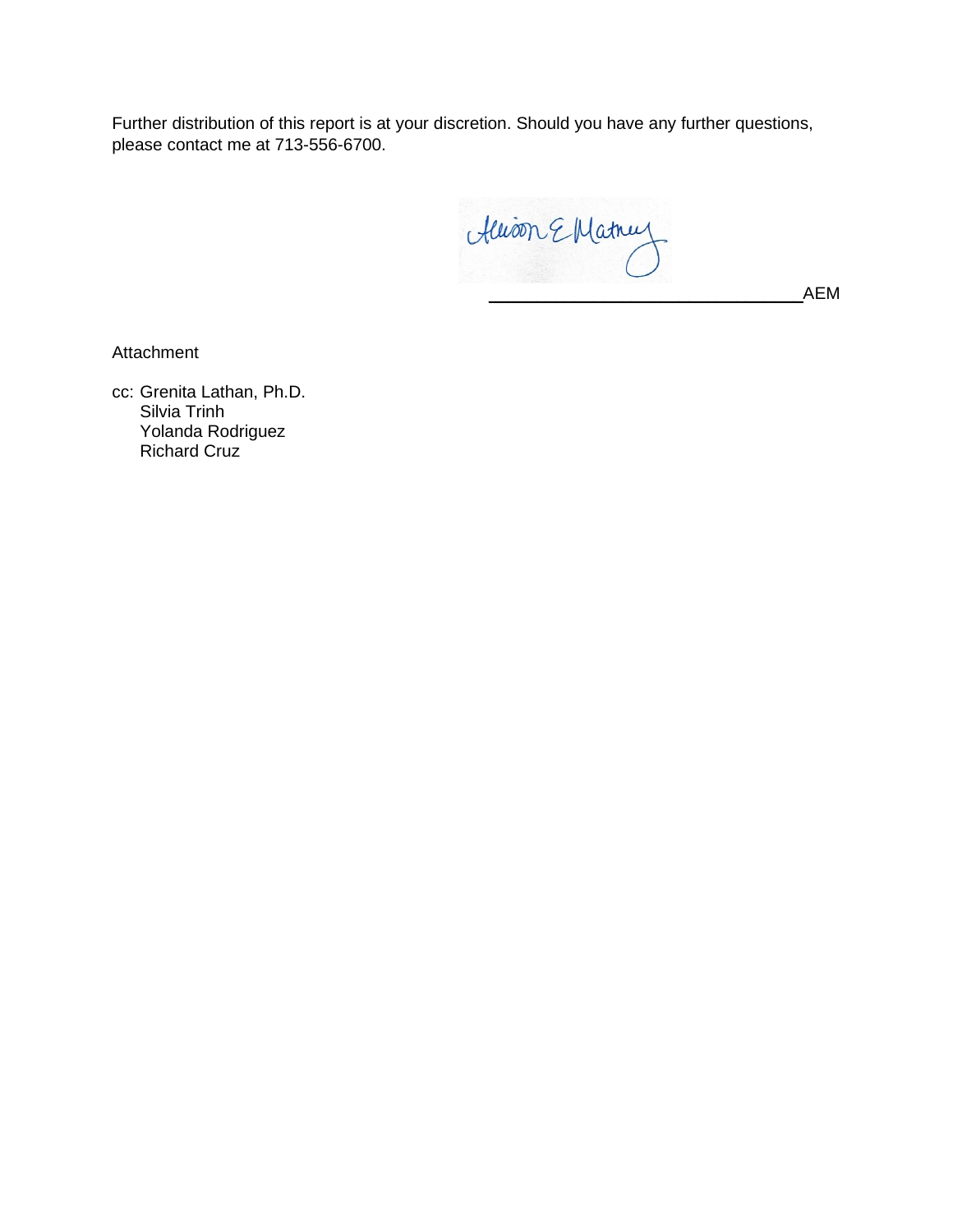Further distribution of this report is at your discretion. Should you have any further questions, please contact me at 713-556-6700.

Allison E Matney

\_\_\_\_\_\_\_\_\_\_\_\_\_\_\_\_\_\_\_\_\_\_\_\_\_\_\_\_\_\_\_\_AEM

Attachment

cc: Grenita Lathan, Ph.D.
Silvia Trinh
Yolanda Rodriguez
Richard Cruz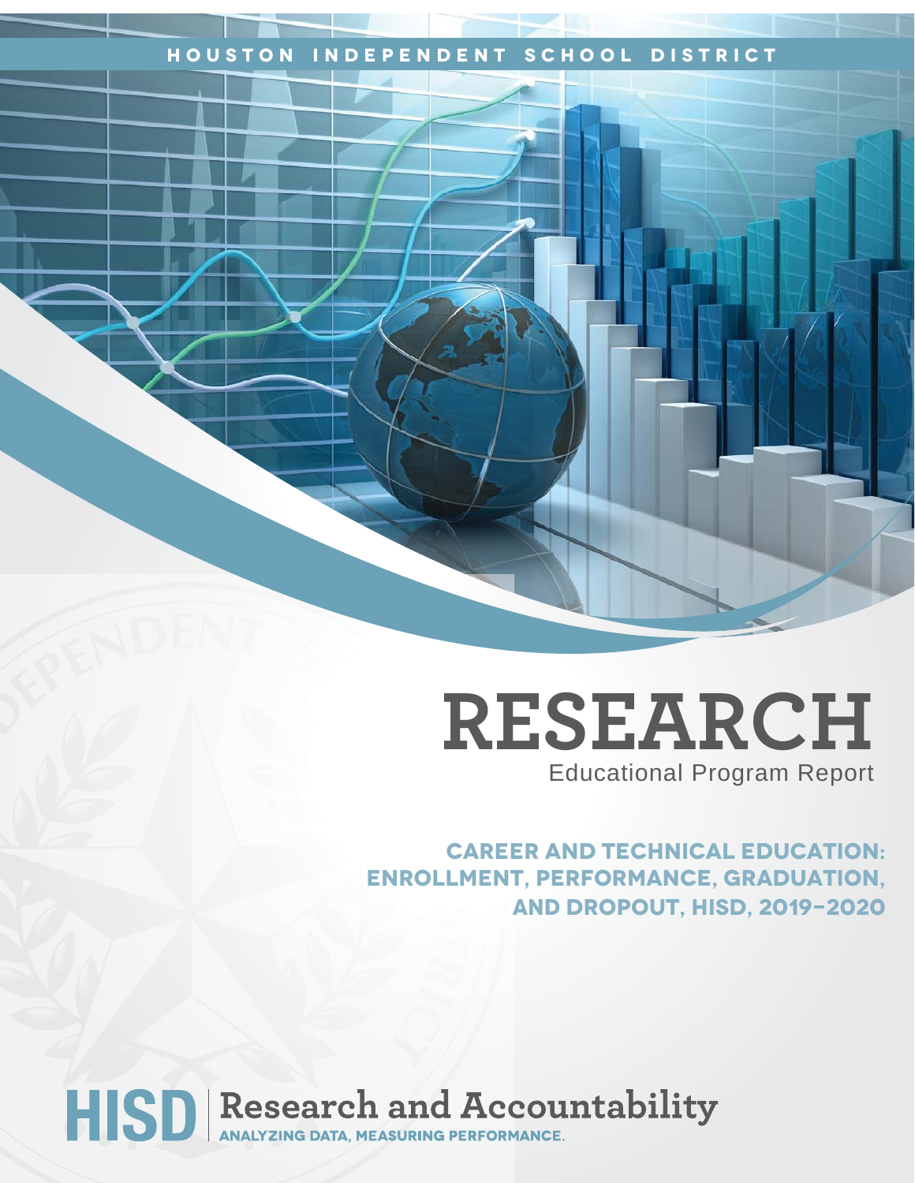HOUSTON INDEPENDENT SCHOOL DISTRICT

# RESEARCH

Educational Program Report

## CAREER AND TECHNICAL EDUCATION: ENROLLMENT, PERFORMANCE, GRADUATION, AND DROPOUT, HISD, 2019–2020

HISD | Research and Accountability

ANALYZING DATA, MEASURING PERFORMANCE.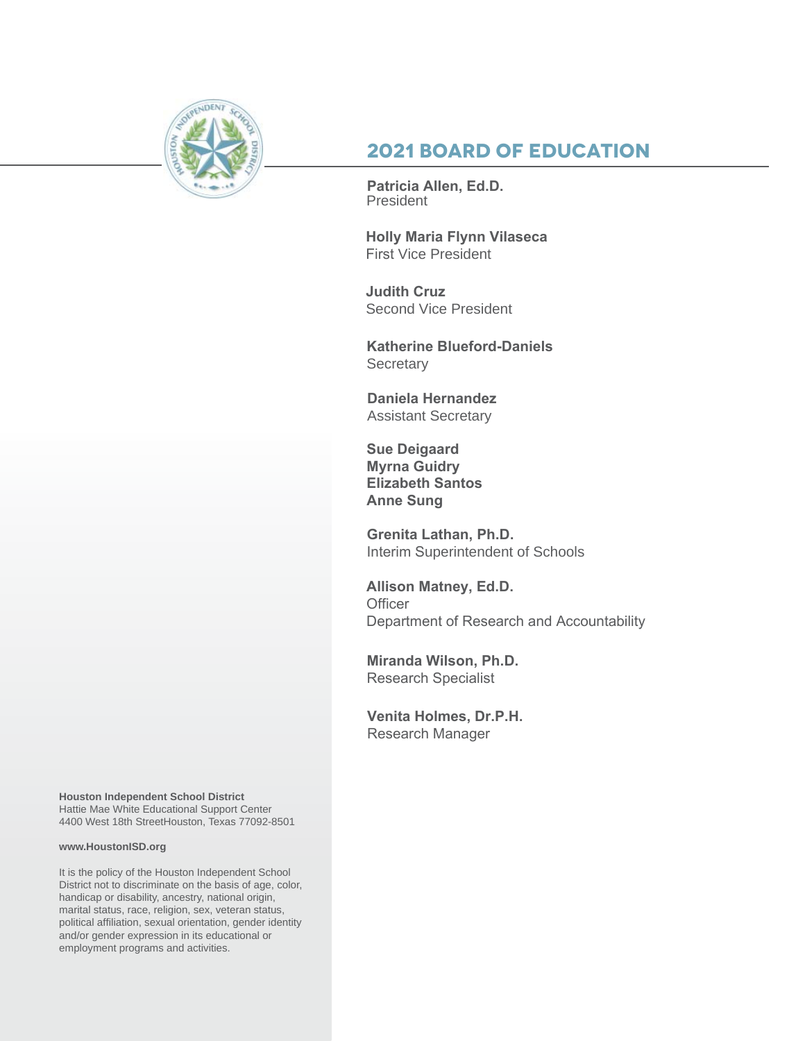## 2021 BOARD OF EDUCATION

**Patricia Allen, Ed.D.**
President

**Holly Maria Flynn Vilaseca**
First Vice President

**Judith Cruz**
Second Vice President

**Katherine Blueford-Daniels**
Secretary

**Daniela Hernandez**
Assistant Secretary

**Sue Deigaard**
**Myrna Guidry**
**Elizabeth Santos**
**Anne Sung**

**Grenita Lathan, Ph.D.**
Interim Superintendent of Schools

**Allison Matney, Ed.D.**
Officer
Department of Research and Accountability

**Miranda Wilson, Ph.D.**
Research Specialist

**Venita Holmes, Dr.P.H.**
Research Manager

**Houston Independent School District**
Hattie Mae White Educational Support Center
4400 West 18th StreetHouston, Texas 77092-8501

**www.HoustonISD.org**

It is the policy of the Houston Independent School District not to discriminate on the basis of age, color, handicap or disability, ancestry, national origin, marital status, race, religion, sex, veteran status, political affiliation, sexual orientation, gender identity and/or gender expression in its educational or employment programs and activities.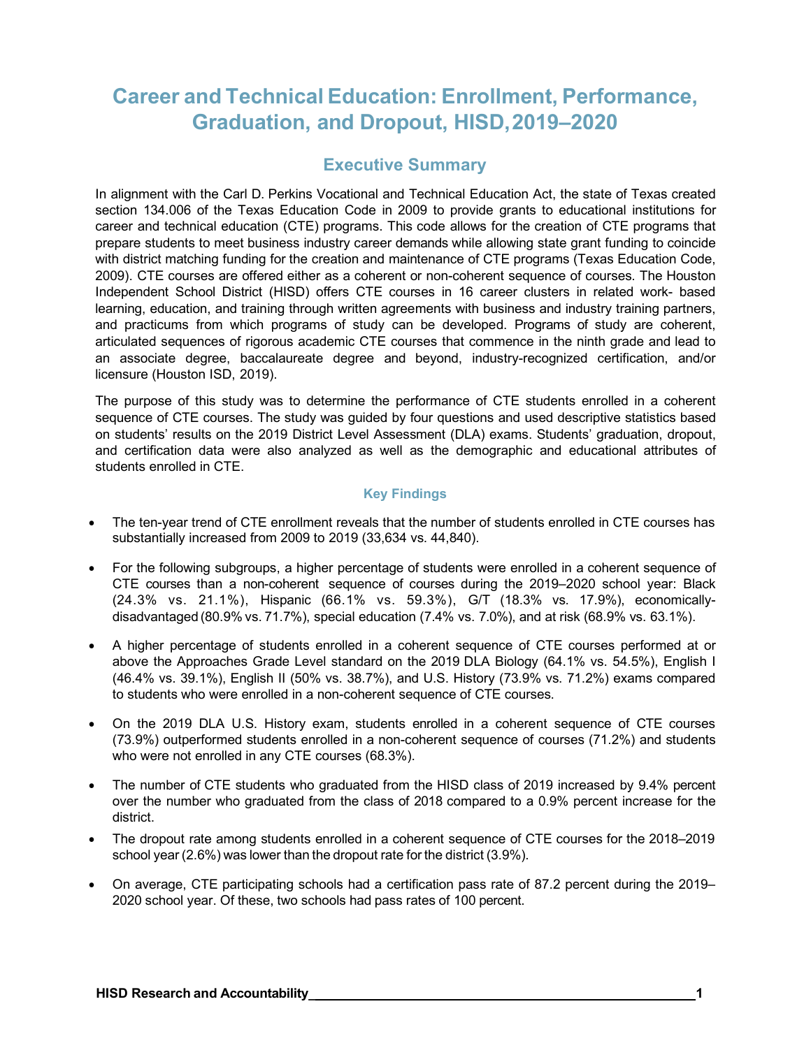# Career and Technical Education: Enrollment, Performance, Graduation, and Dropout, HISD, 2019–2020

## Executive Summary

In alignment with the Carl D. Perkins Vocational and Technical Education Act, the state of Texas created section 134.006 of the Texas Education Code in 2009 to provide grants to educational institutions for career and technical education (CTE) programs. This code allows for the creation of CTE programs that prepare students to meet business industry career demands while allowing state grant funding to coincide with district matching funding for the creation and maintenance of CTE programs (Texas Education Code, 2009). CTE courses are offered either as a coherent or non-coherent sequence of courses. The Houston Independent School District (HISD) offers CTE courses in 16 career clusters in related work- based learning, education, and training through written agreements with business and industry training partners, and practicums from which programs of study can be developed. Programs of study are coherent, articulated sequences of rigorous academic CTE courses that commence in the ninth grade and lead to an associate degree, baccalaureate degree and beyond, industry-recognized certification, and/or licensure (Houston ISD, 2019).

The purpose of this study was to determine the performance of CTE students enrolled in a coherent sequence of CTE courses. The study was guided by four questions and used descriptive statistics based on students' results on the 2019 District Level Assessment (DLA) exams. Students' graduation, dropout, and certification data were also analyzed as well as the demographic and educational attributes of students enrolled in CTE.

### Key Findings

- The ten-year trend of CTE enrollment reveals that the number of students enrolled in CTE courses has substantially increased from 2009 to 2019 (33,634 vs. 44,840).
- For the following subgroups, a higher percentage of students were enrolled in a coherent sequence of CTE courses than a non-coherent sequence of courses during the 2019–2020 school year: Black (24.3% vs. 21.1%), Hispanic (66.1% vs. 59.3%), G/T (18.3% vs. 17.9%), economically-disadvantaged (80.9% vs. 71.7%), special education (7.4% vs. 7.0%), and at risk (68.9% vs. 63.1%).
- A higher percentage of students enrolled in a coherent sequence of CTE courses performed at or above the Approaches Grade Level standard on the 2019 DLA Biology (64.1% vs. 54.5%), English I (46.4% vs. 39.1%), English II (50% vs. 38.7%), and U.S. History (73.9% vs. 71.2%) exams compared to students who were enrolled in a non-coherent sequence of CTE courses.
- On the 2019 DLA U.S. History exam, students enrolled in a coherent sequence of CTE courses (73.9%) outperformed students enrolled in a non-coherent sequence of courses (71.2%) and students who were not enrolled in any CTE courses (68.3%).
- The number of CTE students who graduated from the HISD class of 2019 increased by 9.4% percent over the number who graduated from the class of 2018 compared to a 0.9% percent increase for the district.
- The dropout rate among students enrolled in a coherent sequence of CTE courses for the 2018–2019 school year (2.6%) was lower than the dropout rate for the district (3.9%).
- On average, CTE participating schools had a certification pass rate of 87.2 percent during the 2019–2020 school year. Of these, two schools had pass rates of 100 percent.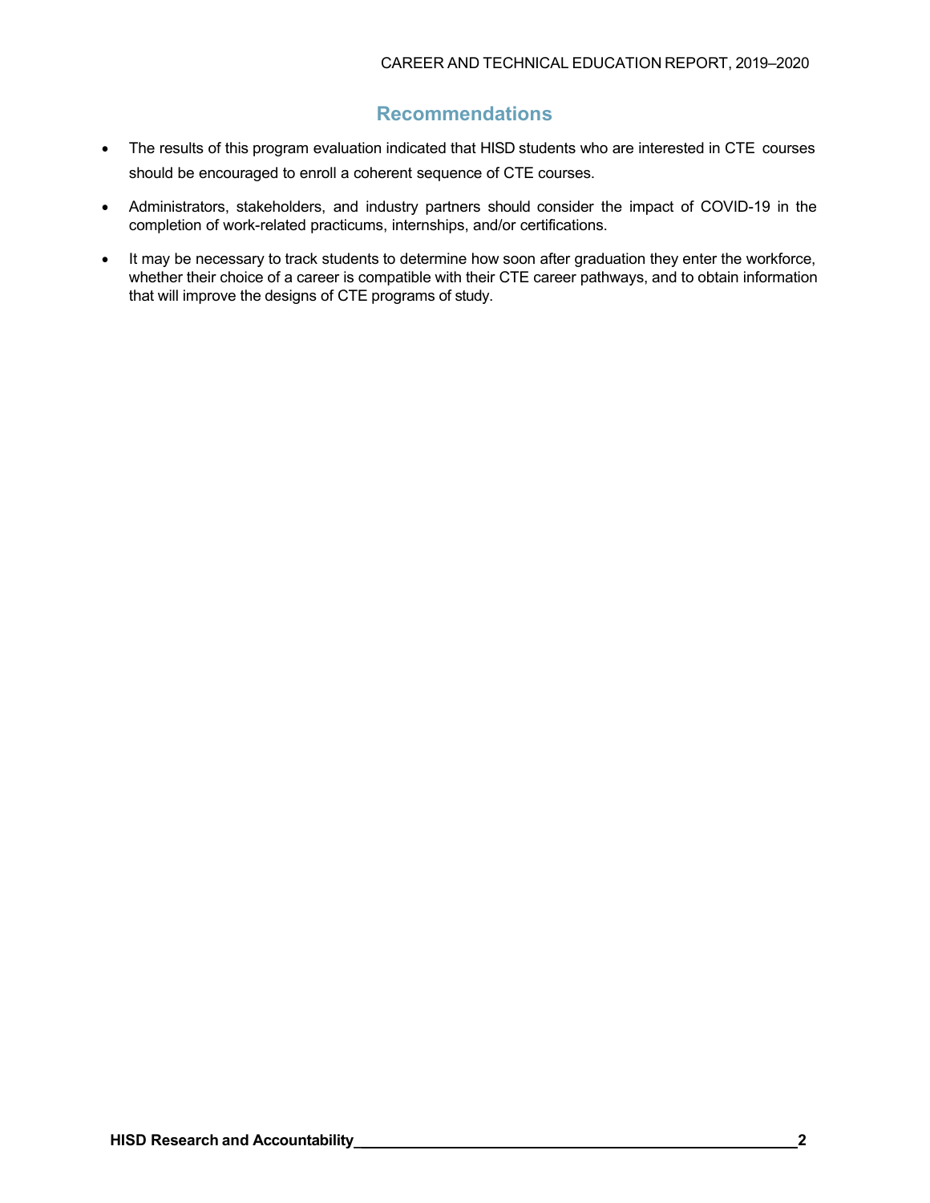## Recommendations

- The results of this program evaluation indicated that HISD students who are interested in CTE courses should be encouraged to enroll a coherent sequence of CTE courses.
- Administrators, stakeholders, and industry partners should consider the impact of COVID-19 in the completion of work-related practicums, internships, and/or certifications.
- It may be necessary to track students to determine how soon after graduation they enter the workforce, whether their choice of a career is compatible with their CTE career pathways, and to obtain information that will improve the designs of CTE programs of study.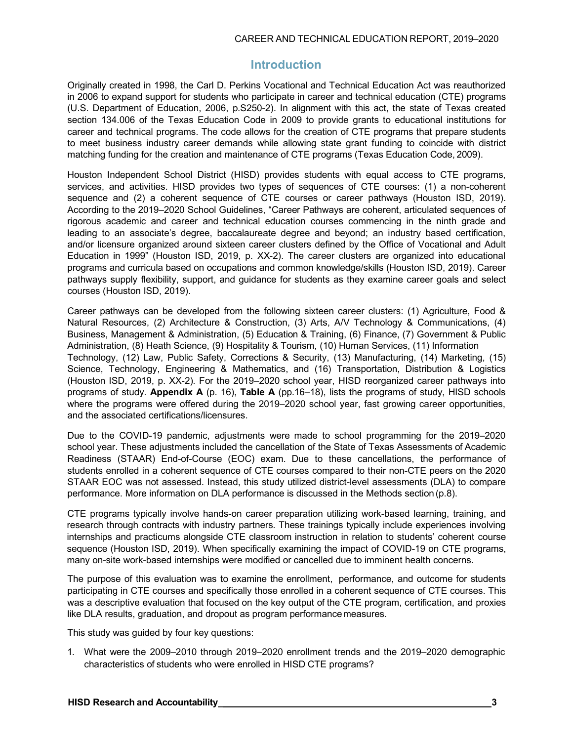## Introduction

Originally created in 1998, the Carl D. Perkins Vocational and Technical Education Act was reauthorized in 2006 to expand support for students who participate in career and technical education (CTE) programs (U.S. Department of Education, 2006, p.S250-2). In alignment with this act, the state of Texas created section 134.006 of the Texas Education Code in 2009 to provide grants to educational institutions for career and technical programs. The code allows for the creation of CTE programs that prepare students to meet business industry career demands while allowing state grant funding to coincide with district matching funding for the creation and maintenance of CTE programs (Texas Education Code, 2009).

Houston Independent School District (HISD) provides students with equal access to CTE programs, services, and activities. HISD provides two types of sequences of CTE courses: (1) a non-coherent sequence and (2) a coherent sequence of CTE courses or career pathways (Houston ISD, 2019). According to the 2019–2020 School Guidelines, "Career Pathways are coherent, articulated sequences of rigorous academic and career and technical education courses commencing in the ninth grade and leading to an associate's degree, baccalaureate degree and beyond; an industry based certification, and/or licensure organized around sixteen career clusters defined by the Office of Vocational and Adult Education in 1999" (Houston ISD, 2019, p. XX-2). The career clusters are organized into educational programs and curricula based on occupations and common knowledge/skills (Houston ISD, 2019). Career pathways supply flexibility, support, and guidance for students as they examine career goals and select courses (Houston ISD, 2019).

Career pathways can be developed from the following sixteen career clusters: (1) Agriculture, Food & Natural Resources, (2) Architecture & Construction, (3) Arts, A/V Technology & Communications, (4) Business, Management & Administration, (5) Education & Training, (6) Finance, (7) Government & Public Administration, (8) Heath Science, (9) Hospitality & Tourism, (10) Human Services, (11) Information Technology, (12) Law, Public Safety, Corrections & Security, (13) Manufacturing, (14) Marketing, (15) Science, Technology, Engineering & Mathematics, and (16) Transportation, Distribution & Logistics (Houston ISD, 2019, p. XX-2). For the 2019–2020 school year, HISD reorganized career pathways into programs of study. **Appendix A** (p. 16), **Table A** (pp.16–18), lists the programs of study, HISD schools where the programs were offered during the 2019–2020 school year, fast growing career opportunities, and the associated certifications/licensures.

Due to the COVID-19 pandemic, adjustments were made to school programming for the 2019–2020 school year. These adjustments included the cancellation of the State of Texas Assessments of Academic Readiness (STAAR) End-of-Course (EOC) exam. Due to these cancellations, the performance of students enrolled in a coherent sequence of CTE courses compared to their non-CTE peers on the 2020 STAAR EOC was not assessed. Instead, this study utilized district-level assessments (DLA) to compare performance. More information on DLA performance is discussed in the Methods section (p.8).

CTE programs typically involve hands-on career preparation utilizing work-based learning, training, and research through contracts with industry partners. These trainings typically include experiences involving internships and practicums alongside CTE classroom instruction in relation to students' coherent course sequence (Houston ISD, 2019). When specifically examining the impact of COVID-19 on CTE programs, many on-site work-based internships were modified or cancelled due to imminent health concerns.

The purpose of this evaluation was to examine the enrollment, performance, and outcome for students participating in CTE courses and specifically those enrolled in a coherent sequence of CTE courses. This was a descriptive evaluation that focused on the key output of the CTE program, certification, and proxies like DLA results, graduation, and dropout as program performance measures.

This study was guided by four key questions:

1. What were the 2009–2010 through 2019–2020 enrollment trends and the 2019–2020 demographic characteristics of students who were enrolled in HISD CTE programs?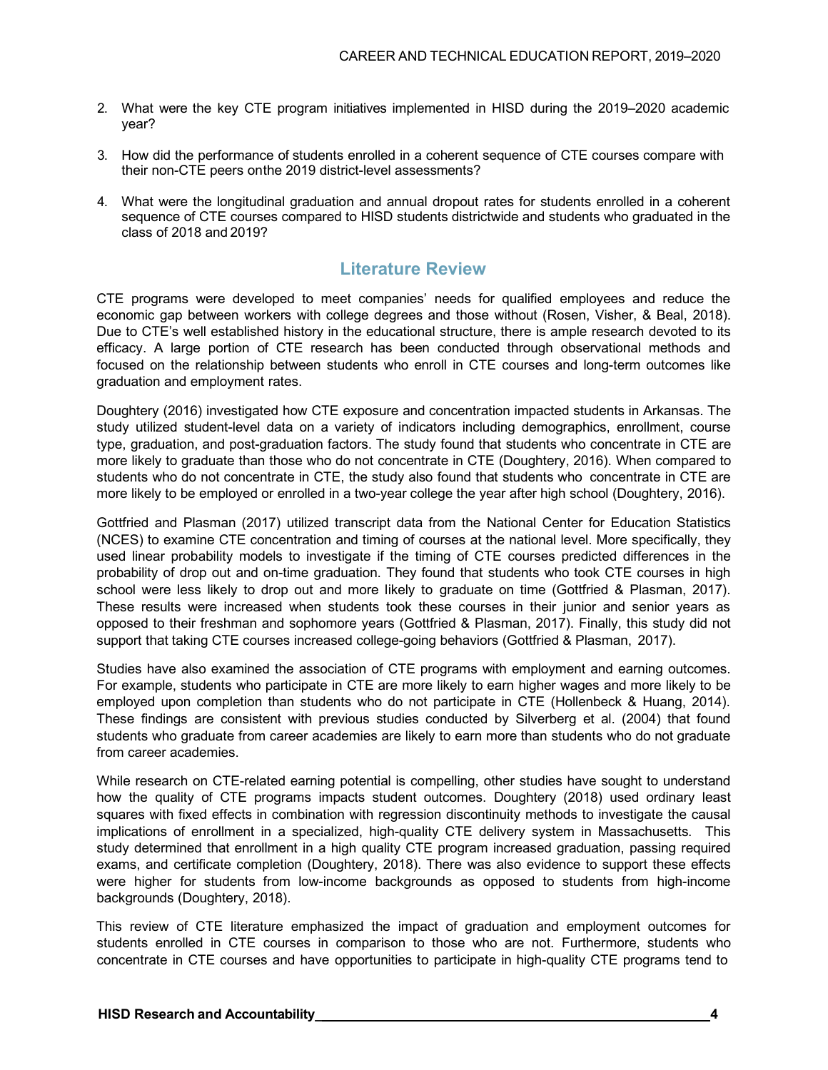2. What were the key CTE program initiatives implemented in HISD during the 2019–2020 academic year?

3. How did the performance of students enrolled in a coherent sequence of CTE courses compare with their non-CTE peers onthe 2019 district-level assessments?

4. What were the longitudinal graduation and annual dropout rates for students enrolled in a coherent sequence of CTE courses compared to HISD students districtwide and students who graduated in the class of 2018 and 2019?

## Literature Review

CTE programs were developed to meet companies' needs for qualified employees and reduce the economic gap between workers with college degrees and those without (Rosen, Visher, & Beal, 2018). Due to CTE's well established history in the educational structure, there is ample research devoted to its efficacy. A large portion of CTE research has been conducted through observational methods and focused on the relationship between students who enroll in CTE courses and long-term outcomes like graduation and employment rates.

Doughtery (2016) investigated how CTE exposure and concentration impacted students in Arkansas. The study utilized student-level data on a variety of indicators including demographics, enrollment, course type, graduation, and post-graduation factors. The study found that students who concentrate in CTE are more likely to graduate than those who do not concentrate in CTE (Doughtery, 2016). When compared to students who do not concentrate in CTE, the study also found that students who concentrate in CTE are more likely to be employed or enrolled in a two-year college the year after high school (Doughtery, 2016).

Gottfried and Plasman (2017) utilized transcript data from the National Center for Education Statistics (NCES) to examine CTE concentration and timing of courses at the national level. More specifically, they used linear probability models to investigate if the timing of CTE courses predicted differences in the probability of drop out and on-time graduation. They found that students who took CTE courses in high school were less likely to drop out and more likely to graduate on time (Gottfried & Plasman, 2017). These results were increased when students took these courses in their junior and senior years as opposed to their freshman and sophomore years (Gottfried & Plasman, 2017). Finally, this study did not support that taking CTE courses increased college-going behaviors (Gottfried & Plasman, 2017).

Studies have also examined the association of CTE programs with employment and earning outcomes. For example, students who participate in CTE are more likely to earn higher wages and more likely to be employed upon completion than students who do not participate in CTE (Hollenbeck & Huang, 2014). These findings are consistent with previous studies conducted by Silverberg et al. (2004) that found students who graduate from career academies are likely to earn more than students who do not graduate from career academies.

While research on CTE-related earning potential is compelling, other studies have sought to understand how the quality of CTE programs impacts student outcomes. Doughtery (2018) used ordinary least squares with fixed effects in combination with regression discontinuity methods to investigate the causal implications of enrollment in a specialized, high-quality CTE delivery system in Massachusetts. This study determined that enrollment in a high quality CTE program increased graduation, passing required exams, and certificate completion (Doughtery, 2018). There was also evidence to support these effects were higher for students from low-income backgrounds as opposed to students from high-income backgrounds (Doughtery, 2018).

This review of CTE literature emphasized the impact of graduation and employment outcomes for students enrolled in CTE courses in comparison to those who are not. Furthermore, students who concentrate in CTE courses and have opportunities to participate in high-quality CTE programs tend to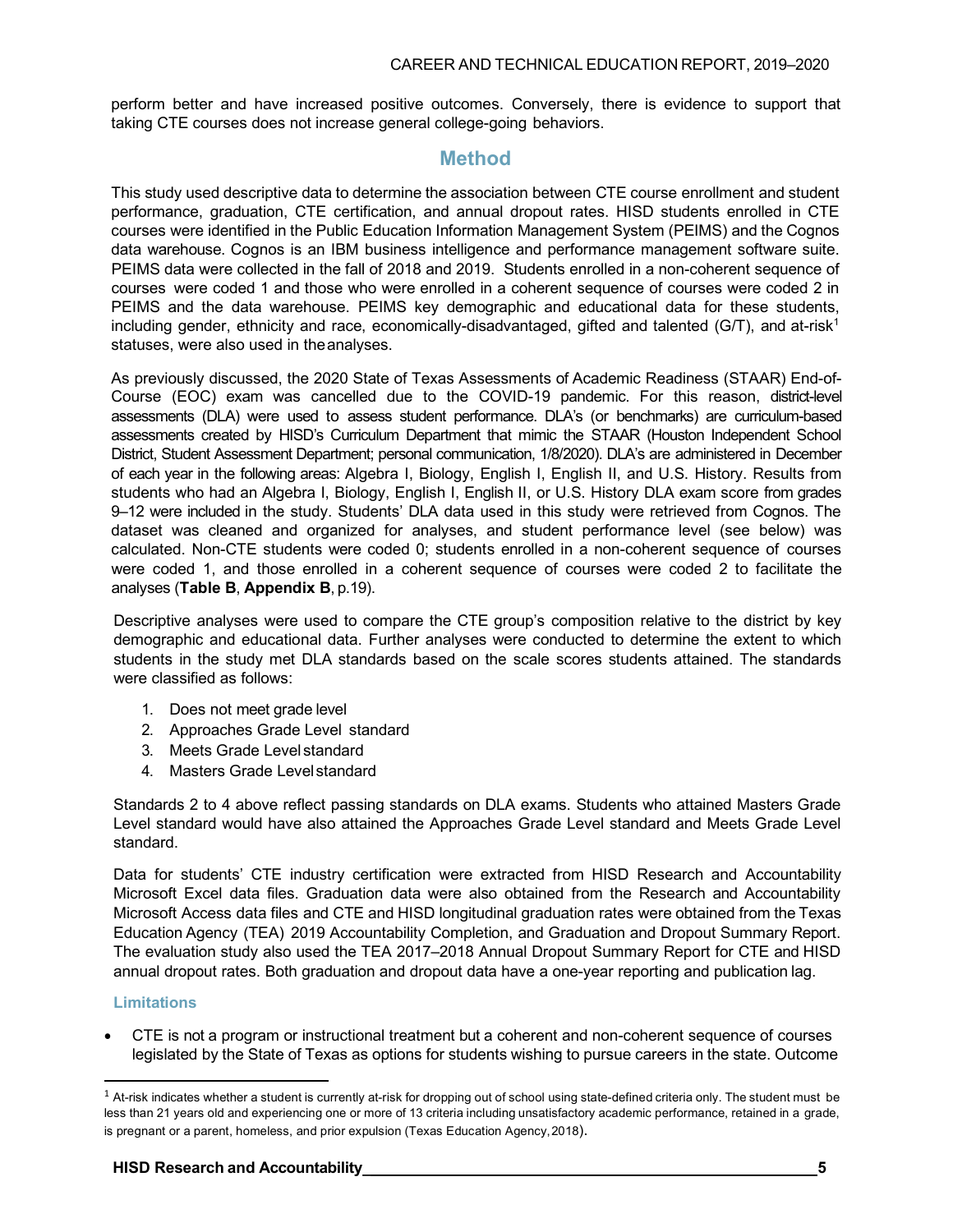perform better and have increased positive outcomes. Conversely, there is evidence to support that taking CTE courses does not increase general college-going behaviors.

## Method

This study used descriptive data to determine the association between CTE course enrollment and student performance, graduation, CTE certification, and annual dropout rates. HISD students enrolled in CTE courses were identified in the Public Education Information Management System (PEIMS) and the Cognos data warehouse. Cognos is an IBM business intelligence and performance management software suite. PEIMS data were collected in the fall of 2018 and 2019. Students enrolled in a non-coherent sequence of courses were coded 1 and those who were enrolled in a coherent sequence of courses were coded 2 in PEIMS and the data warehouse. PEIMS key demographic and educational data for these students, including gender, ethnicity and race, economically-disadvantaged, gifted and talented (G/T), and at-risk[1] statuses, were also used in the analyses.

As previously discussed, the 2020 State of Texas Assessments of Academic Readiness (STAAR) End-of-Course (EOC) exam was cancelled due to the COVID-19 pandemic. For this reason, district-level assessments (DLA) were used to assess student performance. DLA's (or benchmarks) are curriculum-based assessments created by HISD's Curriculum Department that mimic the STAAR (Houston Independent School District, Student Assessment Department; personal communication, 1/8/2020). DLA's are administered in December of each year in the following areas: Algebra I, Biology, English I, English II, and U.S. History. Results from students who had an Algebra I, Biology, English I, English II, or U.S. History DLA exam score from grades 9–12 were included in the study. Students' DLA data used in this study were retrieved from Cognos. The dataset was cleaned and organized for analyses, and student performance level (see below) was calculated. Non-CTE students were coded 0; students enrolled in a non-coherent sequence of courses were coded 1, and those enrolled in a coherent sequence of courses were coded 2 to facilitate the analyses (**Table B**, **Appendix B**, p.19).

Descriptive analyses were used to compare the CTE group's composition relative to the district by key demographic and educational data. Further analyses were conducted to determine the extent to which students in the study met DLA standards based on the scale scores students attained. The standards were classified as follows:

1. Does not meet grade level
2. Approaches Grade Level standard
3. Meets Grade Level standard
4. Masters Grade Level standard

Standards 2 to 4 above reflect passing standards on DLA exams. Students who attained Masters Grade Level standard would have also attained the Approaches Grade Level standard and Meets Grade Level standard.

Data for students' CTE industry certification were extracted from HISD Research and Accountability Microsoft Excel data files. Graduation data were also obtained from the Research and Accountability Microsoft Access data files and CTE and HISD longitudinal graduation rates were obtained from the Texas Education Agency (TEA) 2019 Accountability Completion, and Graduation and Dropout Summary Report. The evaluation study also used the TEA 2017–2018 Annual Dropout Summary Report for CTE and HISD annual dropout rates. Both graduation and dropout data have a one-year reporting and publication lag.

### Limitations

- CTE is not a program or instructional treatment but a coherent and non-coherent sequence of courses legislated by the State of Texas as options for students wishing to pursue careers in the state. Outcome

[1] At-risk indicates whether a student is currently at-risk for dropping out of school using state-defined criteria only. The student must be less than 21 years old and experiencing one or more of 13 criteria including unsatisfactory academic performance, retained in a grade, is pregnant or a parent, homeless, and prior expulsion (Texas Education Agency, 2018).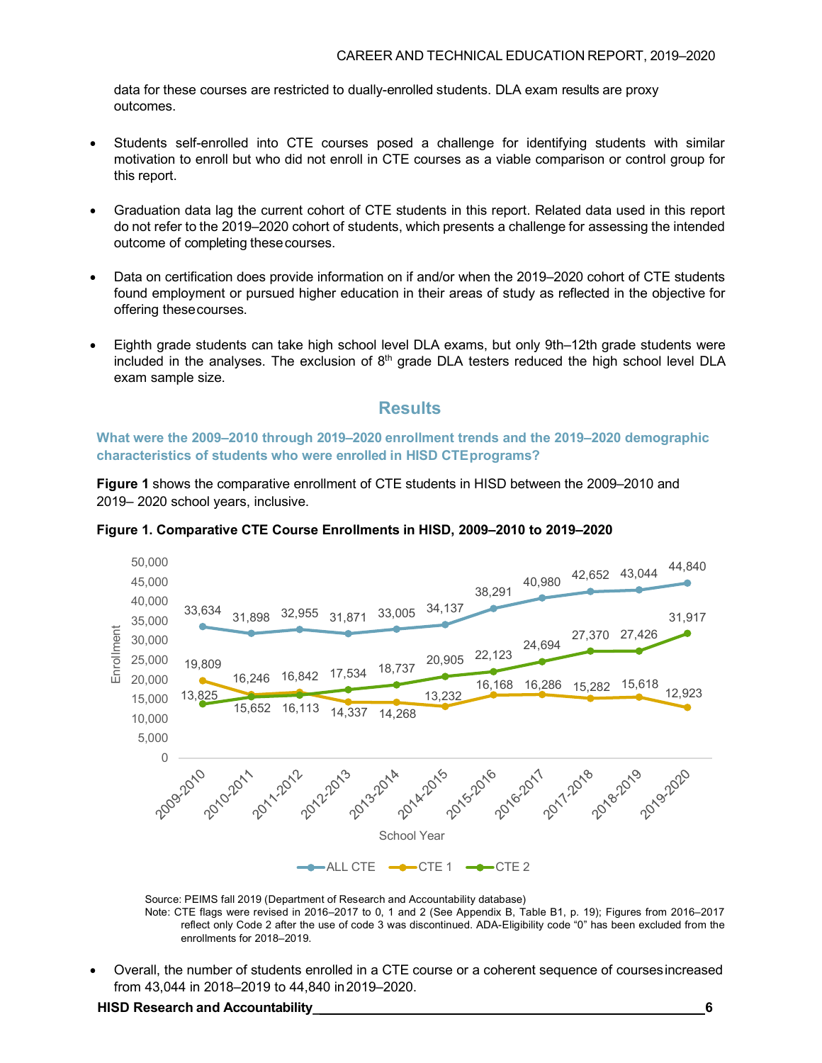data for these courses are restricted to dually-enrolled students. DLA exam results are proxy outcomes.

- Students self-enrolled into CTE courses posed a challenge for identifying students with similar motivation to enroll but who did not enroll in CTE courses as a viable comparison or control group for this report.
- Graduation data lag the current cohort of CTE students in this report. Related data used in this report do not refer to the 2019–2020 cohort of students, which presents a challenge for assessing the intended outcome of completing these courses.
- Data on certification does provide information on if and/or when the 2019–2020 cohort of CTE students found employment or pursued higher education in their areas of study as reflected in the objective for offering these courses.
- Eighth grade students can take high school level DLA exams, but only 9th–12th grade students were included in the analyses. The exclusion of 8th grade DLA testers reduced the high school level DLA exam sample size.

## Results

### What were the 2009–2010 through 2019–2020 enrollment trends and the 2019–2020 demographic characteristics of students who were enrolled in HISD CTE programs?

**Figure 1** shows the comparative enrollment of CTE students in HISD between the 2009–2010 and 2019– 2020 school years, inclusive.

**Figure 1. Comparative CTE Course Enrollments in HISD, 2009–2010 to 2019–2020**

| School Year | ALL CTE | CTE 1 | CTE 2 |
|---|---|---|---|
| 2009-2010 | 33,634 | 19,809 | 13,825 |
| 2010-2011 | 31,898 | 16,246 | 15,652 |
| 2011-2012 | 32,955 | 16,842 | 16,113 |
| 2012-2013 | 31,871 | 14,337 | 17,534 |
| 2013-2014 | 33,005 | 14,268 | 18,737 |
| 2014-2015 | 34,137 | 13,232 | 20,905 |
| 2015-2016 | 38,291 | 16,168 | 22,123 |
| 2016-2017 | 40,980 | 16,286 | 24,694 |
| 2017-2018 | 42,652 | 15,282 | 27,370 |
| 2018-2019 | 43,044 | 15,618 | 27,426 |
| 2019-2020 | 44,840 | 12,923 | 31,917 |

Source: PEIMS fall 2019 (Department of Research and Accountability database)
Note: CTE flags were revised in 2016–2017 to 0, 1 and 2 (See Appendix B, Table B1, p. 19); Figures from 2016–2017 reflect only Code 2 after the use of code 3 was discontinued. ADA-Eligibility code "0" has been excluded from the enrollments for 2018–2019.

- Overall, the number of students enrolled in a CTE course or a coherent sequence of courses increased from 43,044 in 2018–2019 to 44,840 in 2019–2020.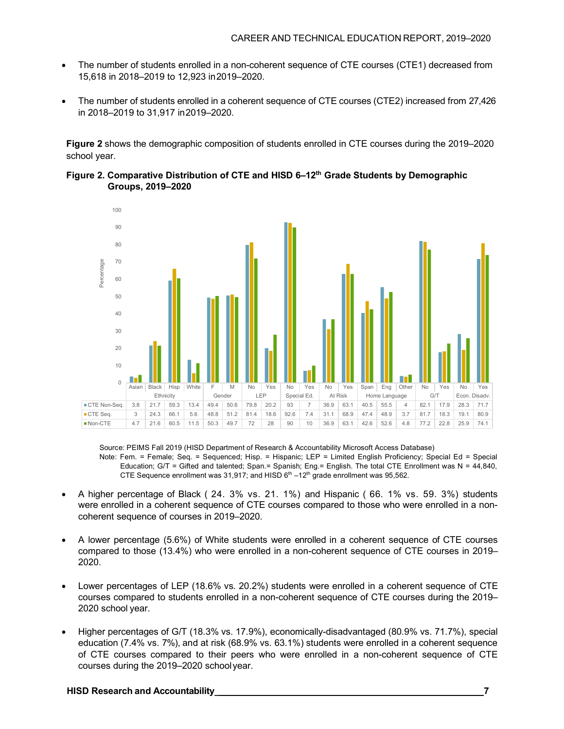- The number of students enrolled in a non-coherent sequence of CTE courses (CTE1) decreased from 15,618 in 2018–2019 to 12,923 in 2019–2020.

- The number of students enrolled in a coherent sequence of CTE courses (CTE2) increased from 27,426 in 2018–2019 to 31,917 in 2019–2020.

**Figure 2** shows the demographic composition of students enrolled in CTE courses during the 2019–2020 school year.

**Figure 2. Comparative Distribution of CTE and HISD 6–12th Grade Students by Demographic Groups, 2019–2020**

| | Ethnicity | | | | Gender | | LEP | | Special Ed. | | At Risk | | Home Language | | | G/T | | Econ. Disadv. | |
|---|---|---|---|---|---|---|---|---|---|---|---|---|---|---|---|---|---|---|---|
| | Asian | Black | Hisp | White | F | M | No | Yes | No | Yes | No | Yes | Span | Eng | Other | No | Yes | No | Yes |
| CTE Non-Seq. | 3.8 | 21.7 | 59.3 | 13.4 | 49.4 | 50.6 | 79.8 | 20.2 | 93 | 7 | 36.9 | 63.1 | 40.5 | 55.5 | 4 | 82.1 | 17.9 | 28.3 | 71.7 |
| CTE Seq. | 3 | 24.3 | 66.1 | 5.6 | 48.8 | 51.2 | 81.4 | 18.6 | 92.6 | 7.4 | 31.1 | 68.9 | 47.4 | 48.9 | 3.7 | 81.7 | 18.3 | 19.1 | 80.9 |
| Non-CTE | 4.7 | 21.6 | 60.5 | 11.5 | 50.3 | 49.7 | 72 | 28 | 90 | 10 | 36.9 | 63.1 | 42.6 | 52.6 | 4.8 | 77.2 | 22.8 | 25.9 | 74.1 |

Source: PEIMS Fall 2019 (HISD Department of Research & Accountability Microsoft Access Database)

Note: Fem. = Female; Seq. = Sequenced; Hisp. = Hispanic; LEP = Limited English Proficiency; Special Ed = Special Education; G/T = Gifted and talented; Span.= Spanish; Eng.= English. The total CTE Enrollment was N = 44,840, CTE Sequence enrollment was 31,917; and HISD 6th –12th grade enrollment was 95,562.

- A higher percentage of Black (24.3% vs. 21.1%) and Hispanic (66.1% vs. 59.3%) students were enrolled in a coherent sequence of CTE courses compared to those who were enrolled in a non-coherent sequence of courses in 2019–2020.

- A lower percentage (5.6%) of White students were enrolled in a coherent sequence of CTE courses compared to those (13.4%) who were enrolled in a non-coherent sequence of CTE courses in 2019–2020.

- Lower percentages of LEP (18.6% vs. 20.2%) students were enrolled in a coherent sequence of CTE courses compared to students enrolled in a non-coherent sequence of CTE courses during the 2019–2020 school year.

- Higher percentages of G/T (18.3% vs. 17.9%), economically-disadvantaged (80.9% vs. 71.7%), special education (7.4% vs. 7%), and at risk (68.9% vs. 63.1%) students were enrolled in a coherent sequence of CTE courses compared to their peers who were enrolled in a non-coherent sequence of CTE courses during the 2019–2020 school year.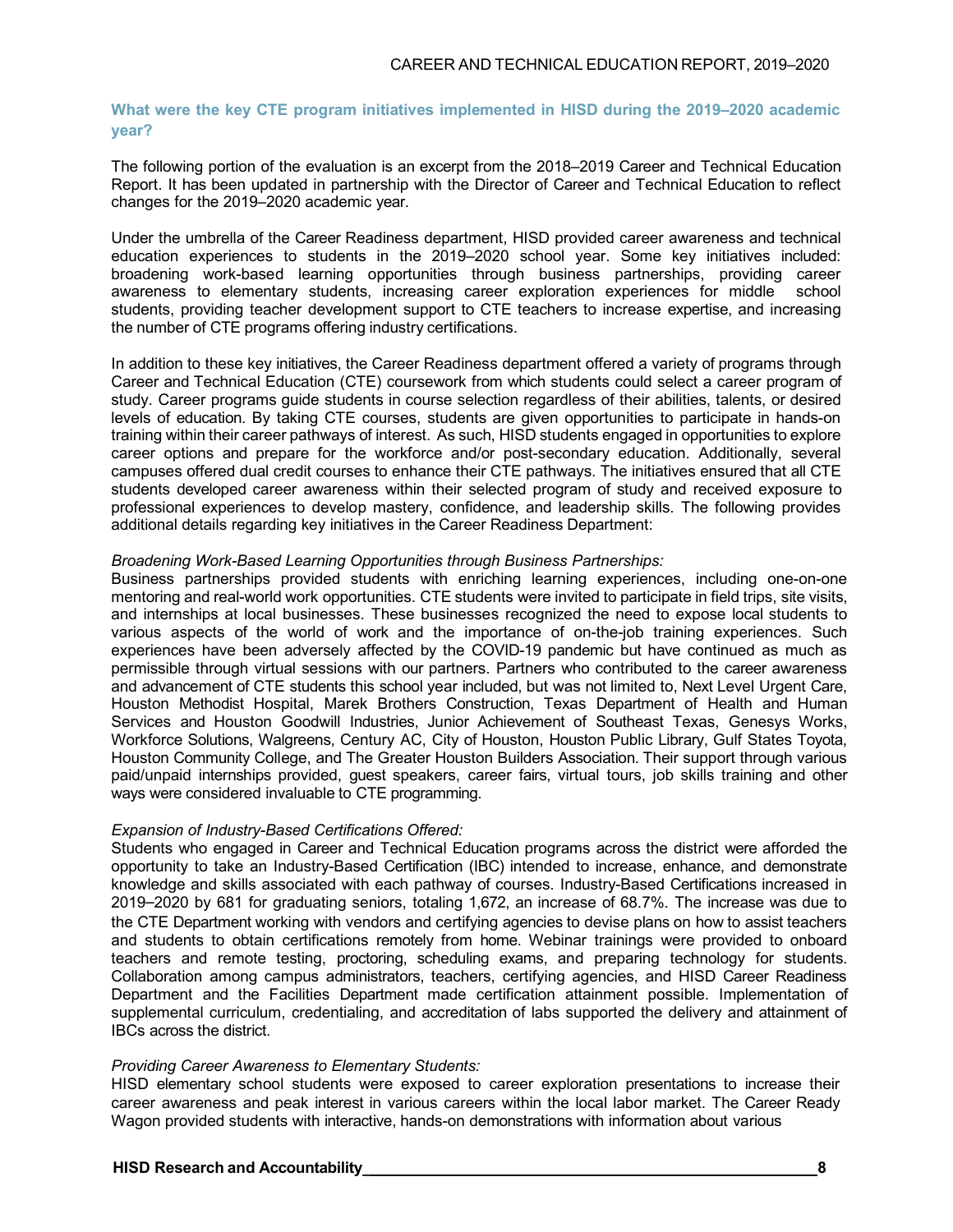### What were the key CTE program initiatives implemented in HISD during the 2019–2020 academic year?

The following portion of the evaluation is an excerpt from the 2018–2019 Career and Technical Education Report. It has been updated in partnership with the Director of Career and Technical Education to reflect changes for the 2019–2020 academic year.

Under the umbrella of the Career Readiness department, HISD provided career awareness and technical education experiences to students in the 2019–2020 school year. Some key initiatives included: broadening work-based learning opportunities through business partnerships, providing career awareness to elementary students, increasing career exploration experiences for middle school students, providing teacher development support to CTE teachers to increase expertise, and increasing the number of CTE programs offering industry certifications.

In addition to these key initiatives, the Career Readiness department offered a variety of programs through Career and Technical Education (CTE) coursework from which students could select a career program of study. Career programs guide students in course selection regardless of their abilities, talents, or desired levels of education. By taking CTE courses, students are given opportunities to participate in hands-on training within their career pathways of interest. As such, HISD students engaged in opportunities to explore career options and prepare for the workforce and/or post-secondary education. Additionally, several campuses offered dual credit courses to enhance their CTE pathways. The initiatives ensured that all CTE students developed career awareness within their selected program of study and received exposure to professional experiences to develop mastery, confidence, and leadership skills. The following provides additional details regarding key initiatives in the Career Readiness Department:

*Broadening Work-Based Learning Opportunities through Business Partnerships:*
Business partnerships provided students with enriching learning experiences, including one-on-one mentoring and real-world work opportunities. CTE students were invited to participate in field trips, site visits, and internships at local businesses. These businesses recognized the need to expose local students to various aspects of the world of work and the importance of on-the-job training experiences. Such experiences have been adversely affected by the COVID-19 pandemic but have continued as much as permissible through virtual sessions with our partners. Partners who contributed to the career awareness and advancement of CTE students this school year included, but was not limited to, Next Level Urgent Care, Houston Methodist Hospital, Marek Brothers Construction, Texas Department of Health and Human Services and Houston Goodwill Industries, Junior Achievement of Southeast Texas, Genesys Works, Workforce Solutions, Walgreens, Century AC, City of Houston, Houston Public Library, Gulf States Toyota, Houston Community College, and The Greater Houston Builders Association. Their support through various paid/unpaid internships provided, guest speakers, career fairs, virtual tours, job skills training and other ways were considered invaluable to CTE programming.

*Expansion of Industry-Based Certifications Offered:*
Students who engaged in Career and Technical Education programs across the district were afforded the opportunity to take an Industry-Based Certification (IBC) intended to increase, enhance, and demonstrate knowledge and skills associated with each pathway of courses. Industry-Based Certifications increased in 2019–2020 by 681 for graduating seniors, totaling 1,672, an increase of 68.7%. The increase was due to the CTE Department working with vendors and certifying agencies to devise plans on how to assist teachers and students to obtain certifications remotely from home. Webinar trainings were provided to onboard teachers and remote testing, proctoring, scheduling exams, and preparing technology for students. Collaboration among campus administrators, teachers, certifying agencies, and HISD Career Readiness Department and the Facilities Department made certification attainment possible. Implementation of supplemental curriculum, credentialing, and accreditation of labs supported the delivery and attainment of IBCs across the district.

*Providing Career Awareness to Elementary Students:*
HISD elementary school students were exposed to career exploration presentations to increase their career awareness and peak interest in various careers within the local labor market. The Career Ready Wagon provided students with interactive, hands-on demonstrations with information about various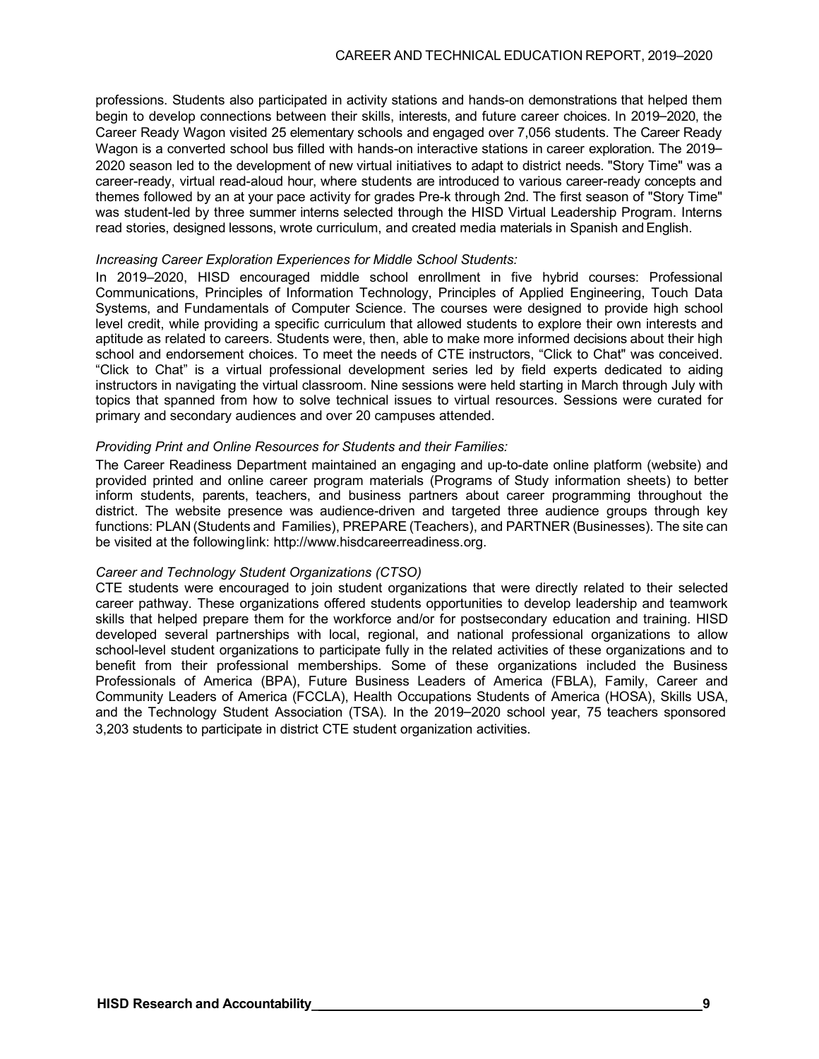professions. Students also participated in activity stations and hands-on demonstrations that helped them begin to develop connections between their skills, interests, and future career choices. In 2019–2020, the Career Ready Wagon visited 25 elementary schools and engaged over 7,056 students. The Career Ready Wagon is a converted school bus filled with hands-on interactive stations in career exploration. The 2019–2020 season led to the development of new virtual initiatives to adapt to district needs. "Story Time" was a career-ready, virtual read-aloud hour, where students are introduced to various career-ready concepts and themes followed by an at your pace activity for grades Pre-k through 2nd. The first season of "Story Time" was student-led by three summer interns selected through the HISD Virtual Leadership Program. Interns read stories, designed lessons, wrote curriculum, and created media materials in Spanish and English.

*Increasing Career Exploration Experiences for Middle School Students:*

In 2019–2020, HISD encouraged middle school enrollment in five hybrid courses: Professional Communications, Principles of Information Technology, Principles of Applied Engineering, Touch Data Systems, and Fundamentals of Computer Science. The courses were designed to provide high school level credit, while providing a specific curriculum that allowed students to explore their own interests and aptitude as related to careers. Students were, then, able to make more informed decisions about their high school and endorsement choices. To meet the needs of CTE instructors, "Click to Chat" was conceived. "Click to Chat" is a virtual professional development series led by field experts dedicated to aiding instructors in navigating the virtual classroom. Nine sessions were held starting in March through July with topics that spanned from how to solve technical issues to virtual resources. Sessions were curated for primary and secondary audiences and over 20 campuses attended.

*Providing Print and Online Resources for Students and their Families:*

The Career Readiness Department maintained an engaging and up-to-date online platform (website) and provided printed and online career program materials (Programs of Study information sheets) to better inform students, parents, teachers, and business partners about career programming throughout the district. The website presence was audience-driven and targeted three audience groups through key functions: PLAN (Students and Families), PREPARE (Teachers), and PARTNER (Businesses). The site can be visited at the following link: http://www.hisdcareerreadiness.org.

*Career and Technology Student Organizations (CTSO)*

CTE students were encouraged to join student organizations that were directly related to their selected career pathway. These organizations offered students opportunities to develop leadership and teamwork skills that helped prepare them for the workforce and/or for postsecondary education and training. HISD developed several partnerships with local, regional, and national professional organizations to allow school-level student organizations to participate fully in the related activities of these organizations and to benefit from their professional memberships. Some of these organizations included the Business Professionals of America (BPA), Future Business Leaders of America (FBLA), Family, Career and Community Leaders of America (FCCLA), Health Occupations Students of America (HOSA), Skills USA, and the Technology Student Association (TSA). In the 2019–2020 school year, 75 teachers sponsored 3,203 students to participate in district CTE student organization activities.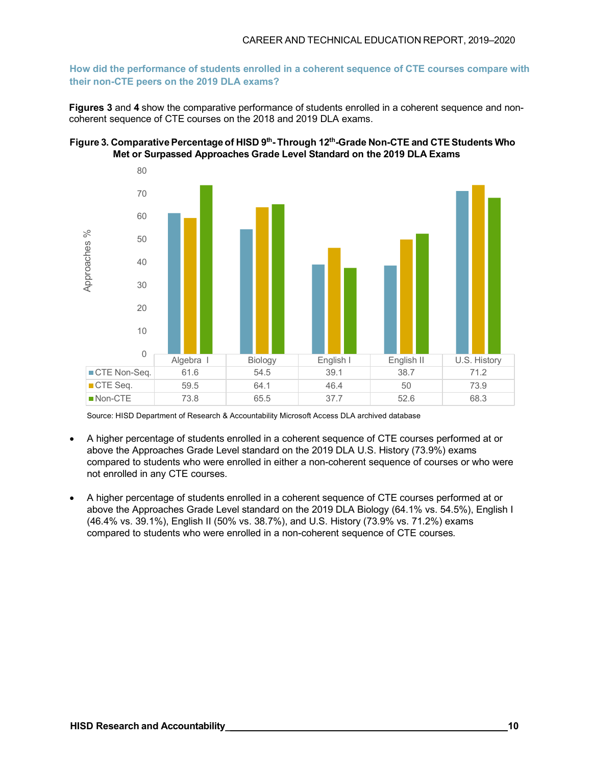### How did the performance of students enrolled in a coherent sequence of CTE courses compare with their non-CTE peers on the 2019 DLA exams?

**Figures 3** and **4** show the comparative performance of students enrolled in a coherent sequence and non-coherent sequence of CTE courses on the 2018 and 2019 DLA exams.

**Figure 3. Comparative Percentage of HISD 9th- Through 12th-Grade Non-CTE and CTE Students Who Met or Surpassed Approaches Grade Level Standard on the 2019 DLA Exams**

| | Algebra I | Biology | English I | English II | U.S. History |
|---|---|---|---|---|---|
| CTE Non-Seq. | 61.6 | 54.5 | 39.1 | 38.7 | 71.2 |
| CTE Seq. | 59.5 | 64.1 | 46.4 | 50 | 73.9 |
| Non-CTE | 73.8 | 65.5 | 37.7 | 52.6 | 68.3 |

Source: HISD Department of Research & Accountability Microsoft Access DLA archived database

- A higher percentage of students enrolled in a coherent sequence of CTE courses performed at or above the Approaches Grade Level standard on the 2019 DLA U.S. History (73.9%) exams compared to students who were enrolled in either a non-coherent sequence of courses or who were not enrolled in any CTE courses.
- A higher percentage of students enrolled in a coherent sequence of CTE courses performed at or above the Approaches Grade Level standard on the 2019 DLA Biology (64.1% vs. 54.5%), English I (46.4% vs. 39.1%), English II (50% vs. 38.7%), and U.S. History (73.9% vs. 71.2%) exams compared to students who were enrolled in a non-coherent sequence of CTE courses.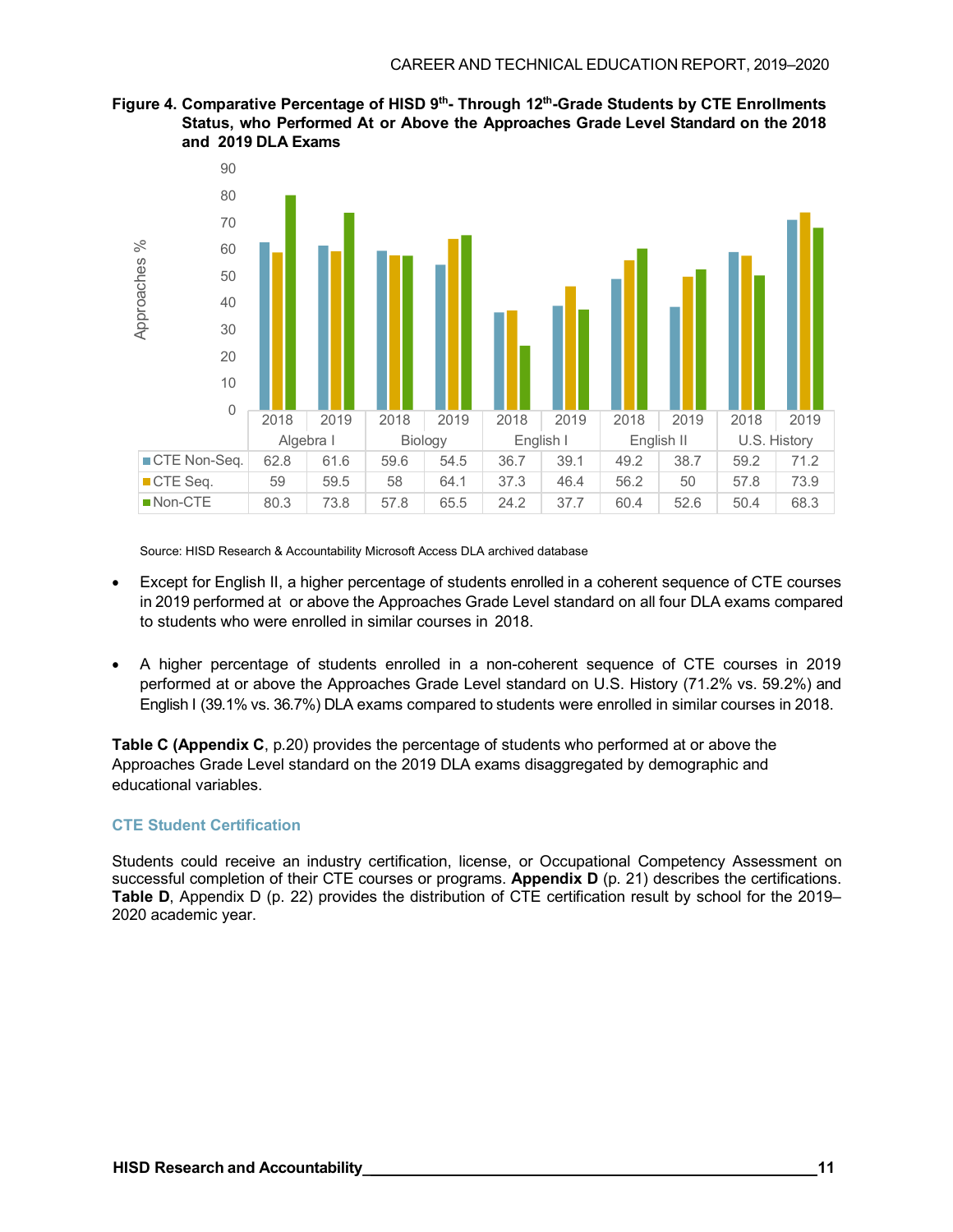**Figure 4. Comparative Percentage of HISD 9th- Through 12th-Grade Students by CTE Enrollments Status, who Performed At or Above the Approaches Grade Level Standard on the 2018 and 2019 DLA Exams**

| | Algebra I 2018 | Algebra I 2019 | Biology 2018 | Biology 2019 | English I 2018 | English I 2019 | English II 2018 | English II 2019 | U.S. History 2018 | U.S. History 2019 |
|---|---|---|---|---|---|---|---|---|---|---|
| CTE Non-Seq. | 62.8 | 61.6 | 59.6 | 54.5 | 36.7 | 39.1 | 49.2 | 38.7 | 59.2 | 71.2 |
| CTE Seq. | 59 | 59.5 | 58 | 64.1 | 37.3 | 46.4 | 56.2 | 50 | 57.8 | 73.9 |
| Non-CTE | 80.3 | 73.8 | 57.8 | 65.5 | 24.2 | 37.7 | 60.4 | 52.6 | 50.4 | 68.3 |

Source: HISD Research & Accountability Microsoft Access DLA archived database

- Except for English II, a higher percentage of students enrolled in a coherent sequence of CTE courses in 2019 performed at or above the Approaches Grade Level standard on all four DLA exams compared to students who were enrolled in similar courses in 2018.

- A higher percentage of students enrolled in a non-coherent sequence of CTE courses in 2019 performed at or above the Approaches Grade Level standard on U.S. History (71.2% vs. 59.2%) and English I (39.1% vs. 36.7%) DLA exams compared to students were enrolled in similar courses in 2018.

**Table C (Appendix C**, p.20) provides the percentage of students who performed at or above the Approaches Grade Level standard on the 2019 DLA exams disaggregated by demographic and educational variables.

### CTE Student Certification

Students could receive an industry certification, license, or Occupational Competency Assessment on successful completion of their CTE courses or programs. **Appendix D** (p. 21) describes the certifications. **Table D**, Appendix D (p. 22) provides the distribution of CTE certification result by school for the 2019–2020 academic year.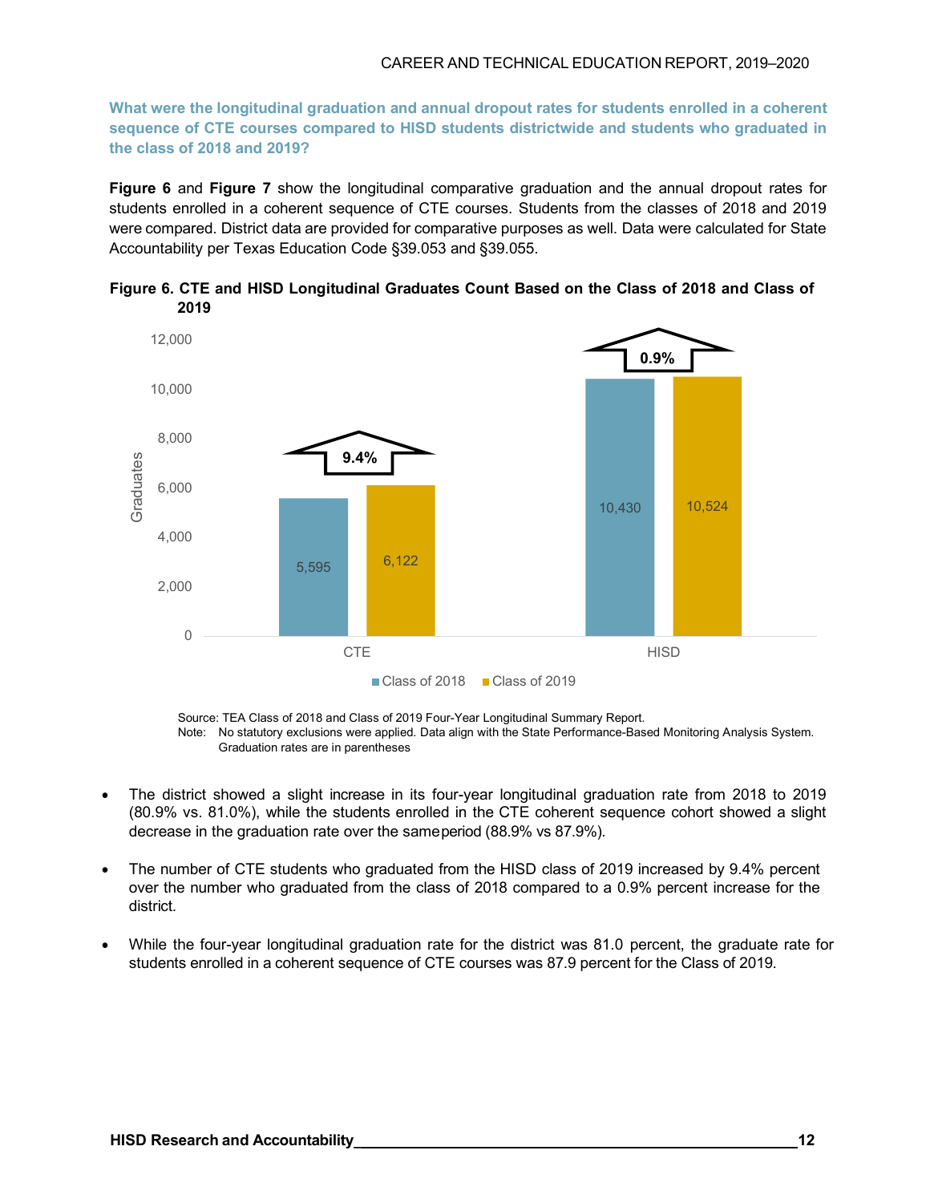**What were the longitudinal graduation and annual dropout rates for students enrolled in a coherent sequence of CTE courses compared to HISD students districtwide and students who graduated in the class of 2018 and 2019?**

**Figure 6** and **Figure 7** show the longitudinal comparative graduation and the annual dropout rates for students enrolled in a coherent sequence of CTE courses. Students from the classes of 2018 and 2019 were compared. District data are provided for comparative purposes as well. Data were calculated for State Accountability per Texas Education Code §39.053 and §39.055.

**Figure 6. CTE and HISD Longitudinal Graduates Count Based on the Class of 2018 and Class of 2019**

| | Class of 2018 | Class of 2019 | Change |
|---|---|---|---|
| CTE | 5,595 | 6,122 | 9.4% |
| HISD | 10,430 | 10,524 | 0.9% |

Source: TEA Class of 2018 and Class of 2019 Four-Year Longitudinal Summary Report.
Note: No statutory exclusions were applied. Data align with the State Performance-Based Monitoring Analysis System. Graduation rates are in parentheses

- The district showed a slight increase in its four-year longitudinal graduation rate from 2018 to 2019 (80.9% vs. 81.0%), while the students enrolled in the CTE coherent sequence cohort showed a slight decrease in the graduation rate over the same period (88.9% vs 87.9%).
- The number of CTE students who graduated from the HISD class of 2019 increased by 9.4% percent over the number who graduated from the class of 2018 compared to a 0.9% percent increase for the district.
- While the four-year longitudinal graduation rate for the district was 81.0 percent, the graduate rate for students enrolled in a coherent sequence of CTE courses was 87.9 percent for the Class of 2019.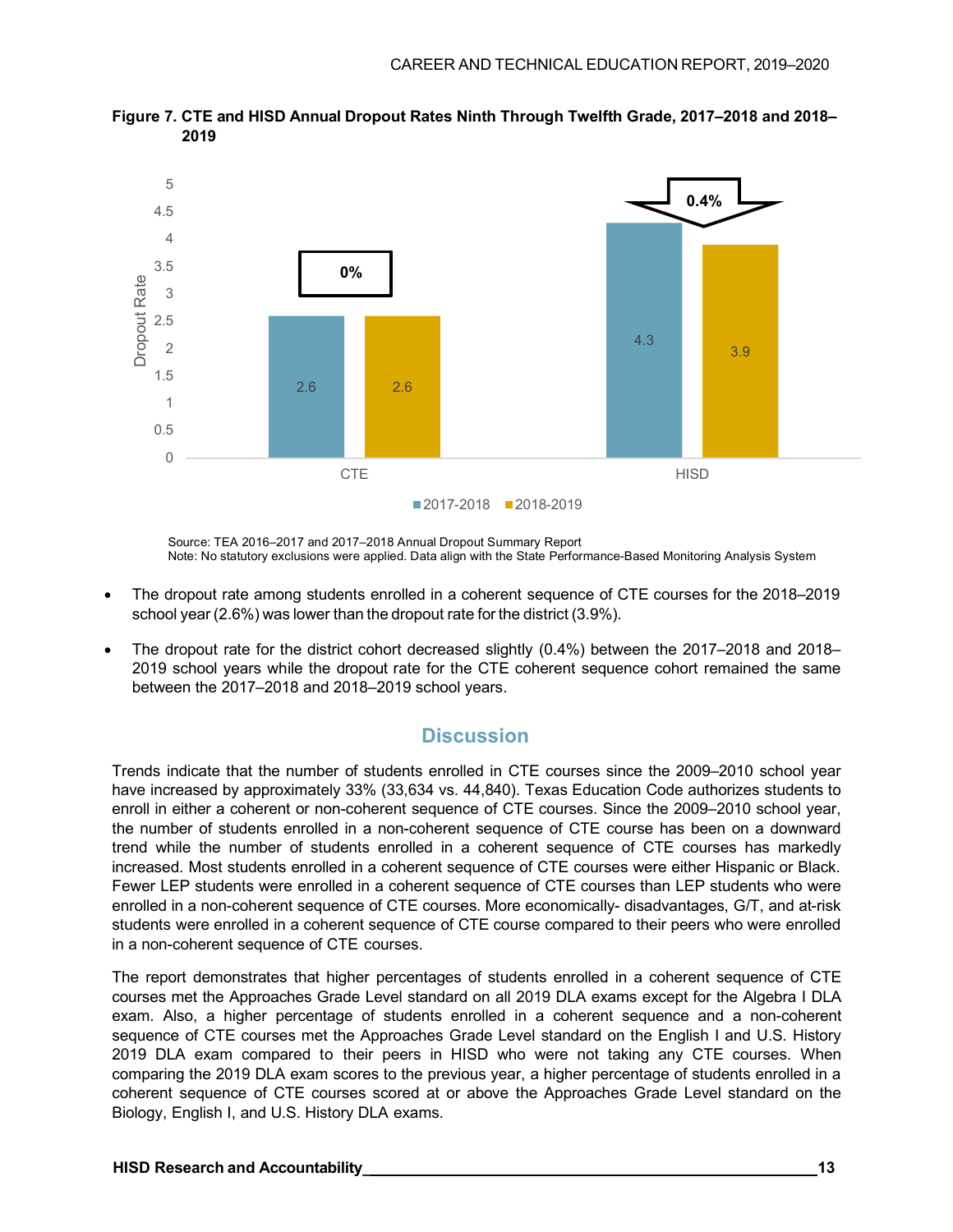**Figure 7. CTE and HISD Annual Dropout Rates Ninth Through Twelfth Grade, 2017–2018 and 2018–2019**

| | 2017-2018 | 2018-2019 | Change |
|---|---|---|---|
| CTE | 2.6 | 2.6 | 0% |
| HISD | 4.3 | 3.9 | 0.4% (decrease) |

Source: TEA 2016–2017 and 2017–2018 Annual Dropout Summary Report
Note: No statutory exclusions were applied. Data align with the State Performance-Based Monitoring Analysis System

- The dropout rate among students enrolled in a coherent sequence of CTE courses for the 2018–2019 school year (2.6%) was lower than the dropout rate for the district (3.9%).
- The dropout rate for the district cohort decreased slightly (0.4%) between the 2017–2018 and 2018–2019 school years while the dropout rate for the CTE coherent sequence cohort remained the same between the 2017–2018 and 2018–2019 school years.

## Discussion

Trends indicate that the number of students enrolled in CTE courses since the 2009–2010 school year have increased by approximately 33% (33,634 vs. 44,840). Texas Education Code authorizes students to enroll in either a coherent or non-coherent sequence of CTE courses. Since the 2009–2010 school year, the number of students enrolled in a non-coherent sequence of CTE course has been on a downward trend while the number of students enrolled in a coherent sequence of CTE courses has markedly increased. Most students enrolled in a coherent sequence of CTE courses were either Hispanic or Black. Fewer LEP students were enrolled in a coherent sequence of CTE courses than LEP students who were enrolled in a non-coherent sequence of CTE courses. More economically- disadvantages, G/T, and at-risk students were enrolled in a coherent sequence of CTE course compared to their peers who were enrolled in a non-coherent sequence of CTE courses.

The report demonstrates that higher percentages of students enrolled in a coherent sequence of CTE courses met the Approaches Grade Level standard on all 2019 DLA exams except for the Algebra I DLA exam. Also, a higher percentage of students enrolled in a coherent sequence and a non-coherent sequence of CTE courses met the Approaches Grade Level standard on the English I and U.S. History 2019 DLA exam compared to their peers in HISD who were not taking any CTE courses. When comparing the 2019 DLA exam scores to the previous year, a higher percentage of students enrolled in a coherent sequence of CTE courses scored at or above the Approaches Grade Level standard on the Biology, English I, and U.S. History DLA exams.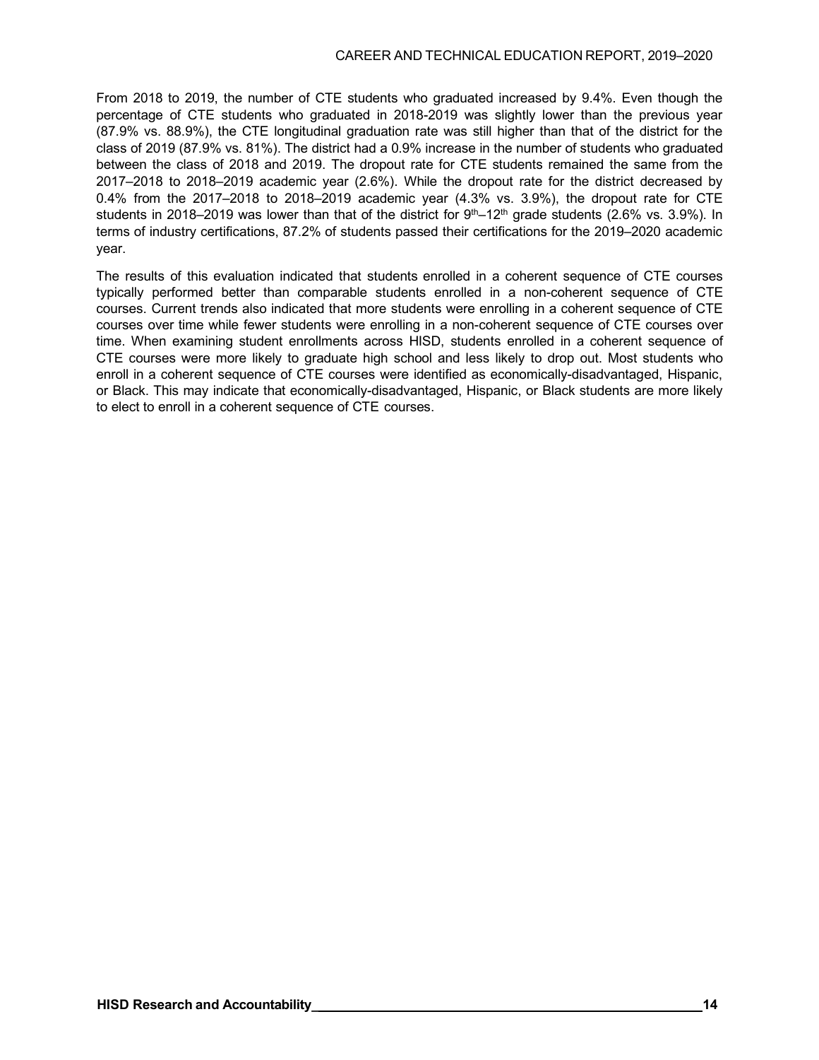From 2018 to 2019, the number of CTE students who graduated increased by 9.4%. Even though the percentage of CTE students who graduated in 2018-2019 was slightly lower than the previous year (87.9% vs. 88.9%), the CTE longitudinal graduation rate was still higher than that of the district for the class of 2019 (87.9% vs. 81%). The district had a 0.9% increase in the number of students who graduated between the class of 2018 and 2019. The dropout rate for CTE students remained the same from the 2017–2018 to 2018–2019 academic year (2.6%). While the dropout rate for the district decreased by 0.4% from the 2017–2018 to 2018–2019 academic year (4.3% vs. 3.9%), the dropout rate for CTE students in 2018–2019 was lower than that of the district for $9^{th}$–$12^{th}$ grade students (2.6% vs. 3.9%). In terms of industry certifications, 87.2% of students passed their certifications for the 2019–2020 academic year.

The results of this evaluation indicated that students enrolled in a coherent sequence of CTE courses typically performed better than comparable students enrolled in a non-coherent sequence of CTE courses. Current trends also indicated that more students were enrolling in a coherent sequence of CTE courses over time while fewer students were enrolling in a non-coherent sequence of CTE courses over time. When examining student enrollments across HISD, students enrolled in a coherent sequence of CTE courses were more likely to graduate high school and less likely to drop out. Most students who enroll in a coherent sequence of CTE courses were identified as economically-disadvantaged, Hispanic, or Black. This may indicate that economically-disadvantaged, Hispanic, or Black students are more likely to elect to enroll in a coherent sequence of CTE courses.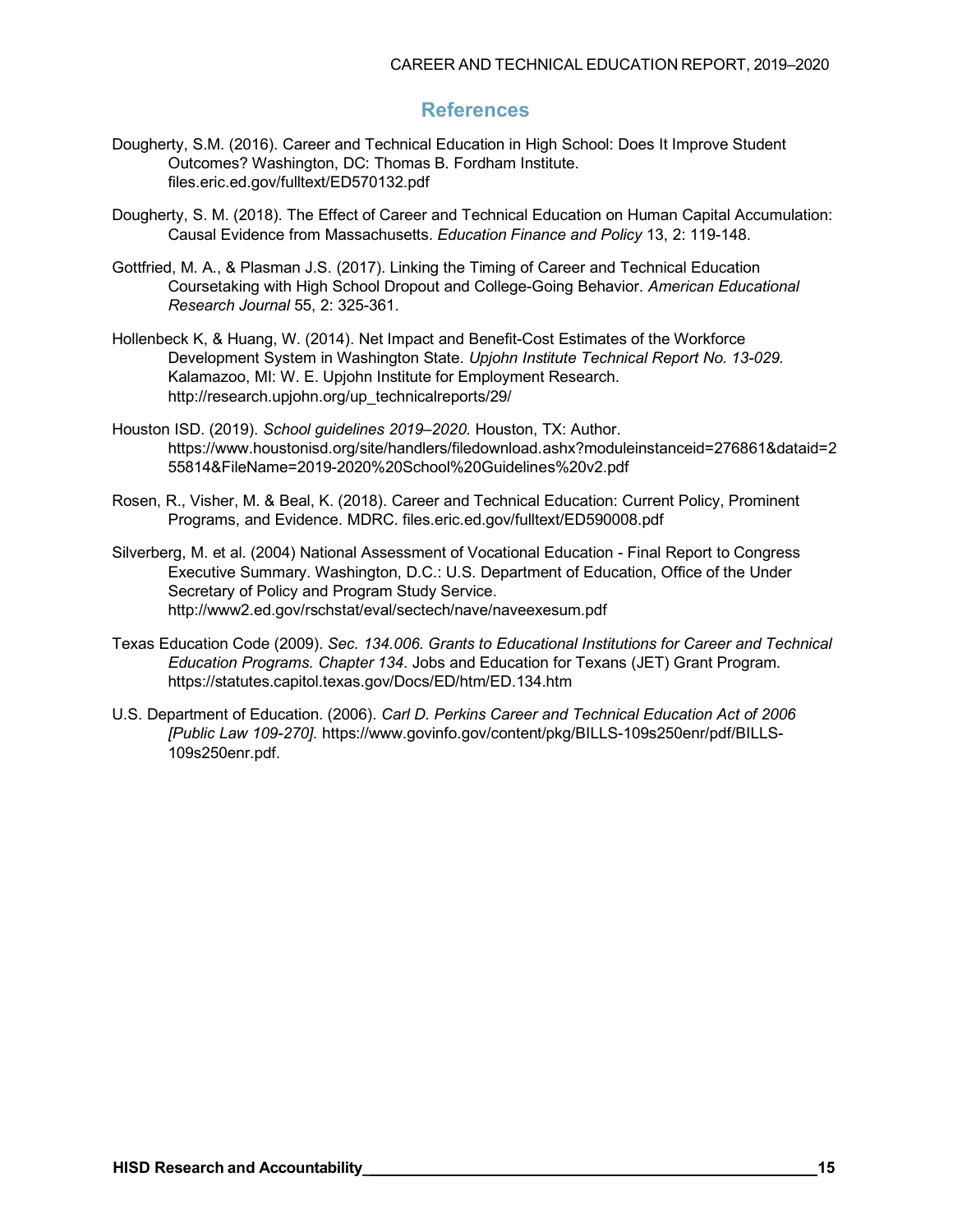## References

Dougherty, S.M. (2016). Career and Technical Education in High School: Does It Improve Student Outcomes? Washington, DC: Thomas B. Fordham Institute. files.eric.ed.gov/fulltext/ED570132.pdf

Dougherty, S. M. (2018). The Effect of Career and Technical Education on Human Capital Accumulation: Causal Evidence from Massachusetts. *Education Finance and Policy* 13, 2: 119-148.

Gottfried, M. A., & Plasman J.S. (2017). Linking the Timing of Career and Technical Education Coursetaking with High School Dropout and College-Going Behavior. *American Educational Research Journal* 55, 2: 325-361.

Hollenbeck K, & Huang, W. (2014). Net Impact and Benefit-Cost Estimates of the Workforce Development System in Washington State. *Upjohn Institute Technical Report No. 13-029.* Kalamazoo, MI: W. E. Upjohn Institute for Employment Research. http://research.upjohn.org/up_technicalreports/29/

Houston ISD. (2019). *School guidelines 2019–2020.* Houston, TX: Author. https://www.houstonisd.org/site/handlers/filedownload.ashx?moduleinstanceid=276861&dataid=255814&FileName=2019-2020%20School%20Guidelines%20v2.pdf

Rosen, R., Visher, M. & Beal, K. (2018). Career and Technical Education: Current Policy, Prominent Programs, and Evidence. MDRC. files.eric.ed.gov/fulltext/ED590008.pdf

Silverberg, M. et al. (2004) National Assessment of Vocational Education - Final Report to Congress Executive Summary. Washington, D.C.: U.S. Department of Education, Office of the Under Secretary of Policy and Program Study Service. http://www2.ed.gov/rschstat/eval/sectech/nave/naveexesum.pdf

Texas Education Code (2009). *Sec. 134.006. Grants to Educational Institutions for Career and Technical Education Programs. Chapter 134*. Jobs and Education for Texans (JET) Grant Program. https://statutes.capitol.texas.gov/Docs/ED/htm/ED.134.htm

U.S. Department of Education. (2006). *Carl D. Perkins Career and Technical Education Act of 2006 [Public Law 109-270].* https://www.govinfo.gov/content/pkg/BILLS-109s250enr/pdf/BILLS-109s250enr.pdf.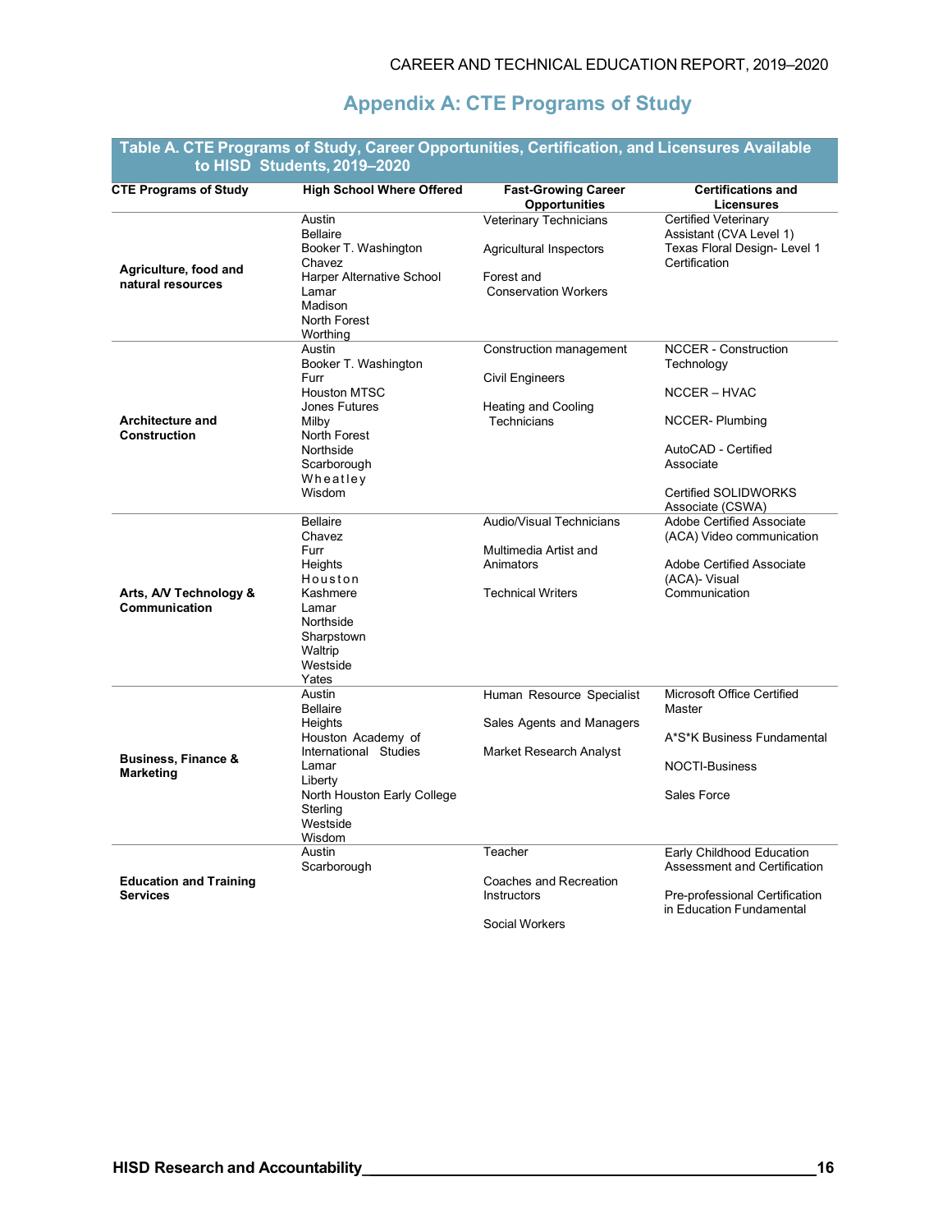## Appendix A: CTE Programs of Study

**Table A. CTE Programs of Study, Career Opportunities, Certification, and Licensures Available to HISD Students, 2019–2020**

| CTE Programs of Study | High School Where Offered | Fast-Growing Career Opportunities | Certifications and Licensures |
|---|---|---|---|
| **Agriculture, food and natural resources** | Austin<br>Bellaire<br>Booker T. Washington<br>Chavez<br>Harper Alternative School<br>Lamar<br>Madison<br>North Forest<br>Worthing | Veterinary Technicians<br>Agricultural Inspectors<br>Forest and Conservation Workers | Certified Veterinary Assistant (CVA Level 1)<br>Texas Floral Design- Level 1 Certification |
| **Architecture and Construction** | Austin<br>Booker T. Washington<br>Furr<br>Houston MTSC<br>Jones Futures<br>Milby<br>North Forest<br>Northside<br>Scarborough<br>Wheatley<br>Wisdom | Construction management<br>Civil Engineers<br>Heating and Cooling Technicians | NCCER - Construction Technology<br>NCCER – HVAC<br>NCCER- Plumbing<br>AutoCAD - Certified Associate<br>Certified SOLIDWORKS Associate (CSWA) |
| **Arts, A/V Technology & Communication** | Bellaire<br>Chavez<br>Furr<br>Heights<br>Houston<br>Kashmere<br>Lamar<br>Northside<br>Sharpstown<br>Waltrip<br>Westside<br>Yates | Audio/Visual Technicians<br>Multimedia Artist and Animators<br>Technical Writers | Adobe Certified Associate (ACA) Video communication<br>Adobe Certified Associate (ACA)- Visual Communication |
| **Business, Finance & Marketing** | Austin<br>Bellaire<br>Heights<br>Houston Academy of International Studies<br>Lamar<br>Liberty<br>North Houston Early College<br>Sterling<br>Westside<br>Wisdom | Human Resource Specialist<br>Sales Agents and Managers<br>Market Research Analyst | Microsoft Office Certified Master<br>A*S*K Business Fundamental<br>NOCTI-Business<br>Sales Force |
| **Education and Training Services** | Austin<br>Scarborough | Teacher<br>Coaches and Recreation Instructors<br>Social Workers | Early Childhood Education Assessment and Certification<br>Pre-professional Certification in Education Fundamental |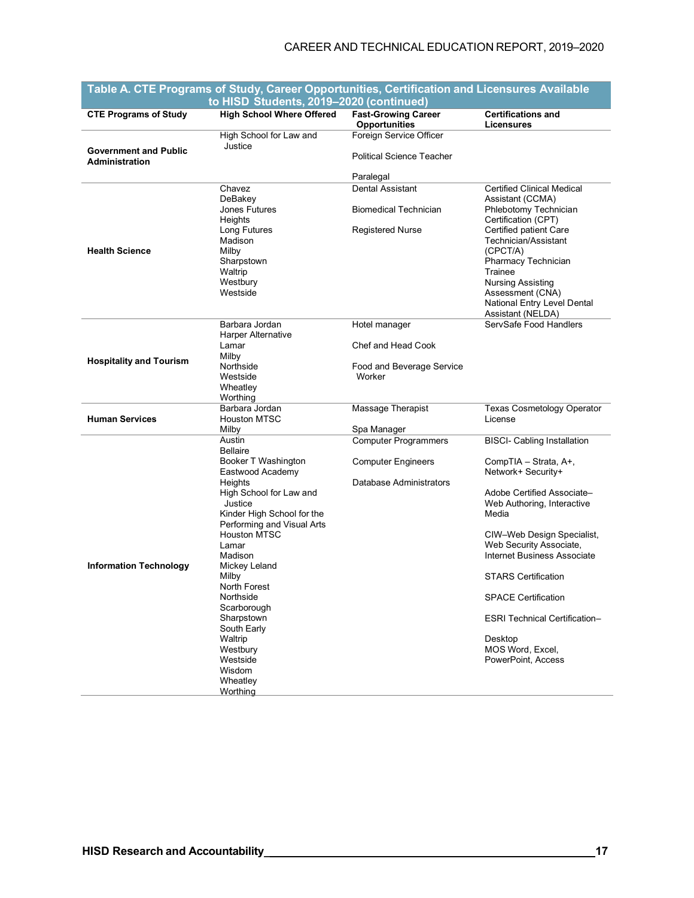**Table A. CTE Programs of Study, Career Opportunities, Certification and Licensures Available to HISD Students, 2019–2020 (continued)**

| CTE Programs of Study | High School Where Offered | Fast-Growing Career Opportunities | Certifications and Licensures |
|---|---|---|---|
| **Government and Public Administration** | High School for Law and Justice | Foreign Service Officer<br>Political Science Teacher<br>Paralegal | |
| **Health Science** | Chavez<br>DeBakey<br>Jones Futures<br>Heights<br>Long Futures<br>Madison<br>Milby<br>Sharpstown<br>Waltrip<br>Westbury<br>Westside | Dental Assistant<br>Biomedical Technician<br>Registered Nurse | Certified Clinical Medical Assistant (CCMA)<br>Phlebotomy Technician Certification (CPT)<br>Certified patient Care Technician/Assistant (CPCT/A)<br>Pharmacy Technician Trainee<br>Nursing Assisting Assessment (CNA)<br>National Entry Level Dental Assistant (NELDA) |
| **Hospitality and Tourism** | Barbara Jordan<br>Harper Alternative<br>Lamar<br>Milby<br>Northside<br>Westside<br>Wheatley<br>Worthing | Hotel manager<br>Chef and Head Cook<br>Food and Beverage Service Worker | ServSafe Food Handlers |
| **Human Services** | Barbara Jordan<br>Houston MTSC<br>Milby | Massage Therapist<br>Spa Manager | Texas Cosmetology Operator License |
| **Information Technology** | Austin<br>Bellaire<br>Booker T Washington<br>Eastwood Academy<br>Heights<br>High School for Law and Justice<br>Kinder High School for the Performing and Visual Arts<br>Houston MTSC<br>Lamar<br>Madison<br>Mickey Leland<br>Milby<br>North Forest<br>Northside<br>Scarborough<br>Sharpstown<br>South Early<br>Waltrip<br>Westbury<br>Westside<br>Wisdom<br>Wheatley<br>Worthing | Computer Programmers<br>Computer Engineers<br>Database Administrators | BISCI- Cabling Installation<br>CompTIA – Strata, A+, Network+ Security+<br>Adobe Certified Associate–Web Authoring, Interactive Media<br>CIW–Web Design Specialist, Web Security Associate, Internet Business Associate<br>STARS Certification<br>SPACE Certification<br>ESRI Technical Certification–Desktop<br>MOS Word, Excel, PowerPoint, Access |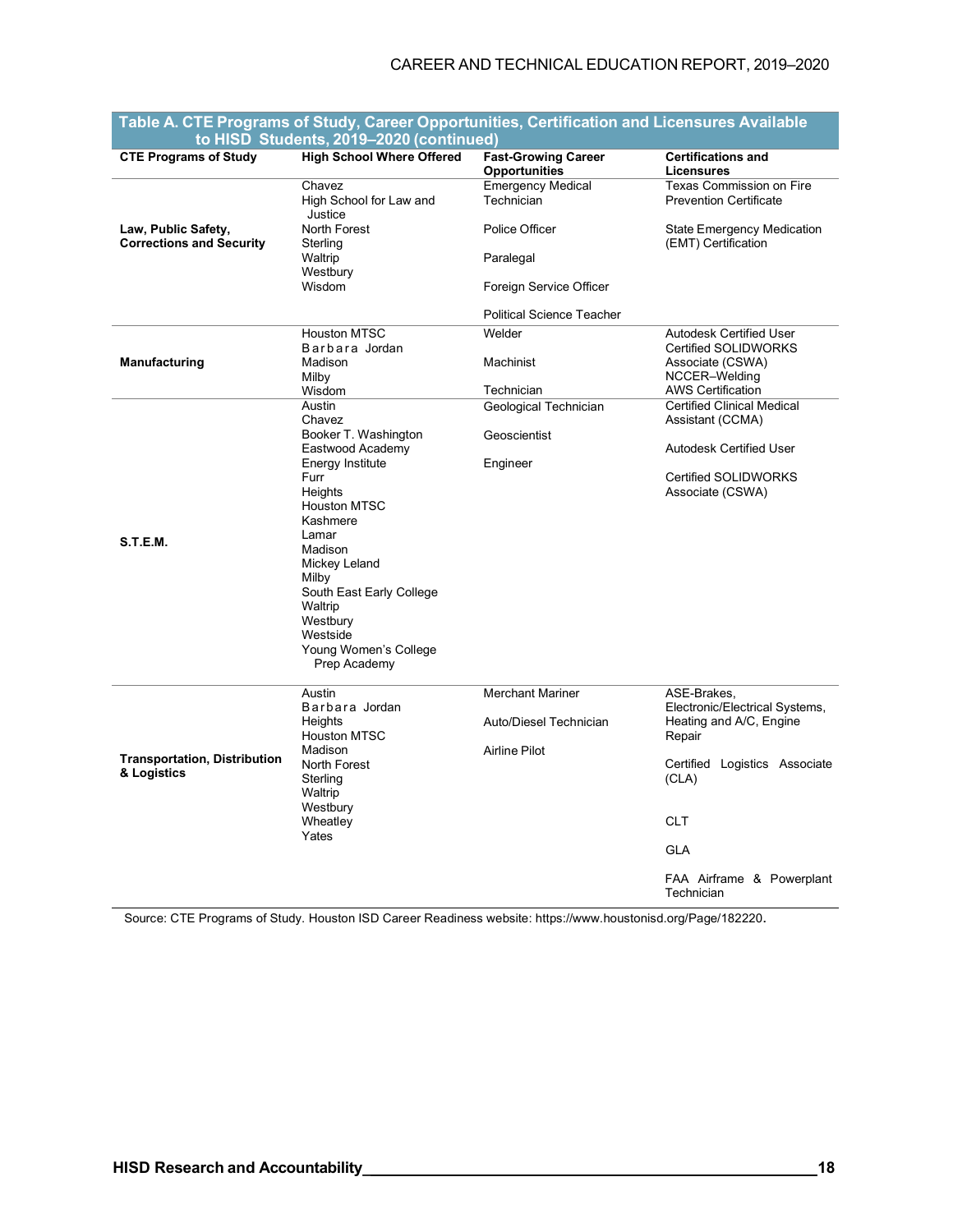**Table A. CTE Programs of Study, Career Opportunities, Certification and Licensures Available to HISD Students, 2019–2020 (continued)**

| CTE Programs of Study | High School Where Offered | Fast-Growing Career Opportunities | Certifications and Licensures |
|---|---|---|---|
| **Law, Public Safety, Corrections and Security** | Chavez<br>High School for Law and Justice<br>North Forest<br>Sterling<br>Waltrip<br>Westbury<br>Wisdom | Emergency Medical Technician<br><br>Police Officer<br><br>Paralegal<br><br>Foreign Service Officer<br><br>Political Science Teacher | Texas Commission on Fire Prevention Certificate<br><br>State Emergency Medication (EMT) Certification |
| **Manufacturing** | Houston MTSC<br>Barbara Jordan<br>Madison<br>Milby<br>Wisdom | Welder<br><br>Machinist<br><br>Technician | Autodesk Certified User<br>Certified SOLIDWORKS Associate (CSWA)<br>NCCER–Welding<br>AWS Certification |
| **S.T.E.M.** | Austin<br>Chavez<br>Booker T. Washington<br>Eastwood Academy<br>Energy Institute<br>Furr<br>Heights<br>Houston MTSC<br>Kashmere<br>Lamar<br>Madison<br>Mickey Leland<br>Milby<br>South East Early College<br>Waltrip<br>Westbury<br>Westside<br>Young Women's College Prep Academy | Geological Technician<br><br>Geoscientist<br><br>Engineer | Certified Clinical Medical Assistant (CCMA)<br><br>Autodesk Certified User<br><br>Certified SOLIDWORKS Associate (CSWA) |
| **Transportation, Distribution & Logistics** | Austin<br>Barbara Jordan<br>Heights<br>Houston MTSC<br>Madison<br>North Forest<br>Sterling<br>Waltrip<br>Westbury<br>Wheatley<br>Yates | Merchant Mariner<br><br>Auto/Diesel Technician<br><br>Airline Pilot | ASE-Brakes, Electronic/Electrical Systems, Heating and A/C, Engine Repair<br><br>Certified Logistics Associate (CLA)<br><br>CLT<br><br>GLA<br><br>FAA Airframe & Powerplant Technician |

Source: CTE Programs of Study. Houston ISD Career Readiness website: https://www.houstonisd.org/Page/182220.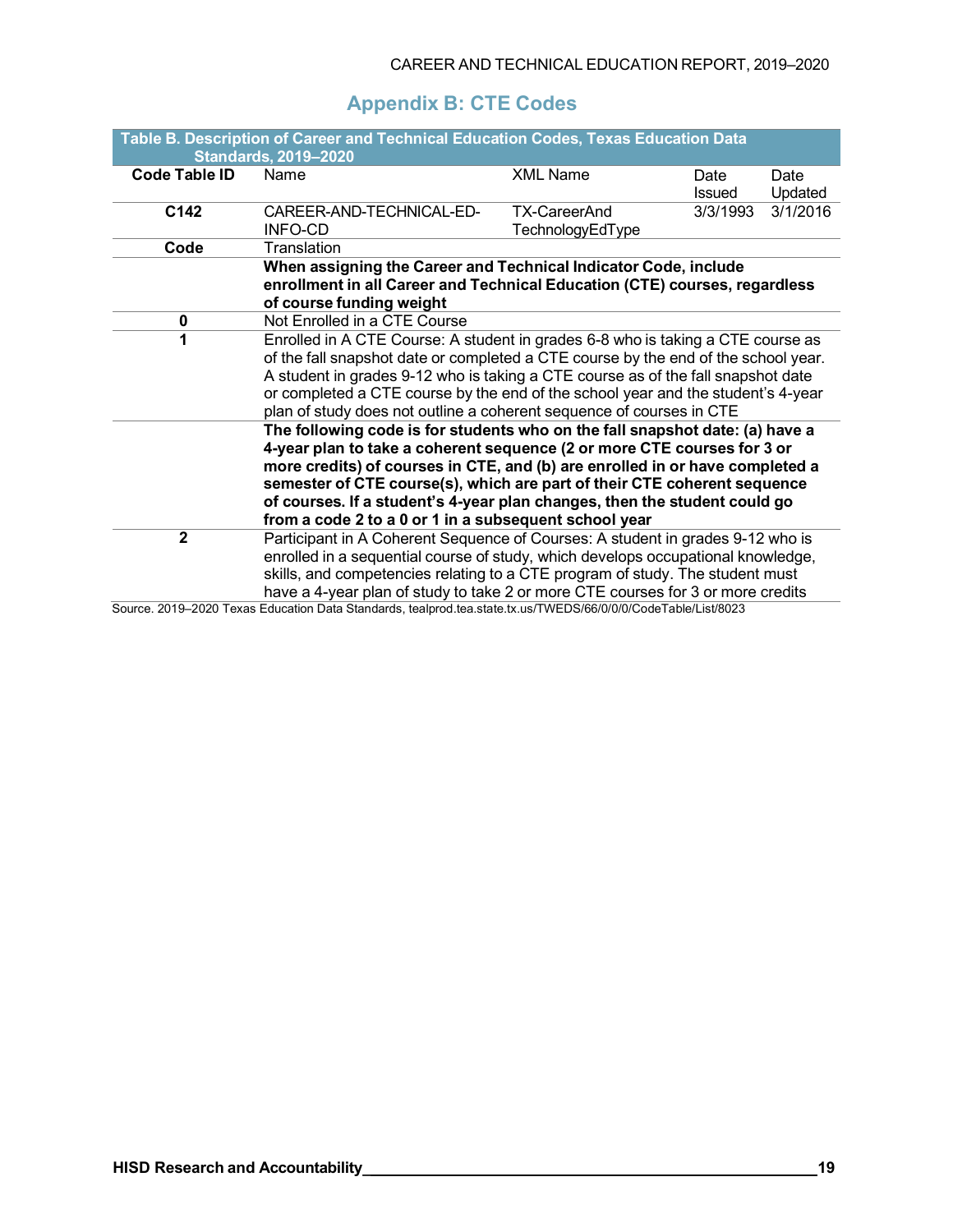# Appendix B: CTE Codes

| Table B. Description of Career and Technical Education Codes, Texas Education Data Standards, 2019–2020 | | | | |
|---|---|---|---|---|
| **Code Table ID** | Name | XML Name | Date Issued | Date Updated |
| **C142** | CAREER-AND-TECHNICAL-ED-INFO-CD | TX-CareerAnd TechnologyEdType | 3/3/1993 | 3/1/2016 |
| **Code** | Translation | | | |
| | **When assigning the Career and Technical Indicator Code, include enrollment in all Career and Technical Education (CTE) courses, regardless of course funding weight** | | | |
| **0** | Not Enrolled in a CTE Course | | | |
| **1** | Enrolled in A CTE Course: A student in grades 6-8 who is taking a CTE course as of the fall snapshot date or completed a CTE course by the end of the school year. A student in grades 9-12 who is taking a CTE course as of the fall snapshot date or completed a CTE course by the end of the school year and the student's 4-year plan of study does not outline a coherent sequence of courses in CTE | | | |
| | **The following code is for students who on the fall snapshot date: (a) have a 4-year plan to take a coherent sequence (2 or more CTE courses for 3 or more credits) of courses in CTE, and (b) are enrolled in or have completed a semester of CTE course(s), which are part of their CTE coherent sequence of courses. If a student's 4-year plan changes, then the student could go from a code 2 to a 0 or 1 in a subsequent school year** | | | |
| **2** | Participant in A Coherent Sequence of Courses: A student in grades 9-12 who is enrolled in a sequential course of study, which develops occupational knowledge, skills, and competencies relating to a CTE program of study. The student must have a 4-year plan of study to take 2 or more CTE courses for 3 or more credits | | | |

Source. 2019–2020 Texas Education Data Standards, tealprod.tea.state.tx.us/TWEDS/66/0/0/0/CodeTable/List/8023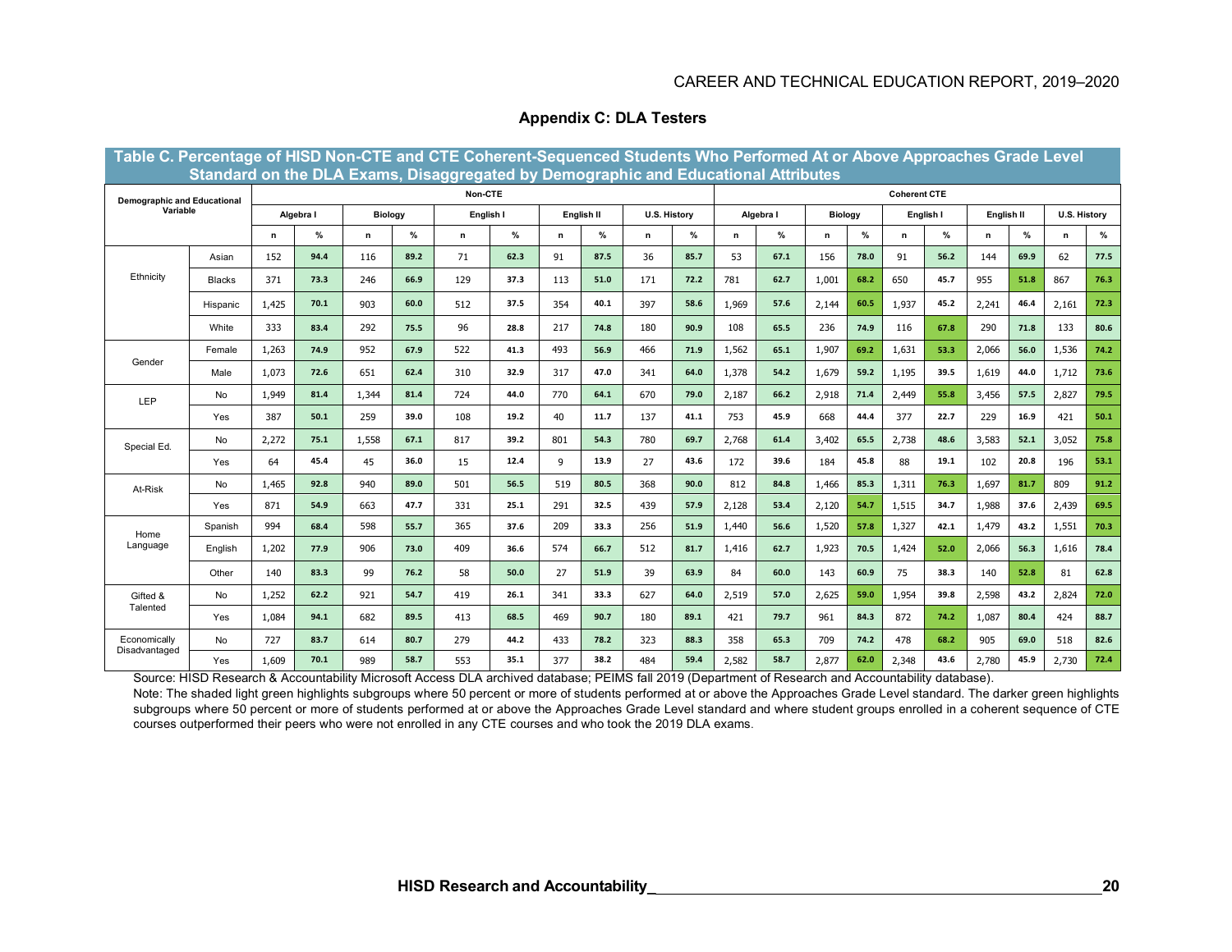## Appendix C: DLA Testers

**Table C. Percentage of HISD Non-CTE and CTE Coherent-Sequenced Students Who Performed At or Above Approaches Grade Level Standard on the DLA Exams, Disaggregated by Demographic and Educational Attributes**

| Demographic and Educational Variable | | Non-CTE | | | | | | | | | | Coherent CTE | | | | | | | | | |
|---|---|---|---|---|---|---|---|---|---|---|---|---|---|---|---|---|---|---|---|---|---|
| | | Algebra I | | Biology | | English I | | English II | | U.S. History | | Algebra I | | Biology | | English I | | English II | | U.S. History | |
| | | n | % | n | % | n | % | n | % | n | % | n | % | n | % | n | % | n | % | n | % |
| Ethnicity | Asian | 152 | 94.4 | 116 | 89.2 | 71 | 62.3 | 91 | 87.5 | 36 | 85.7 | 53 | 67.1 | 156 | 78.0 | 91 | 56.2 | 144 | 69.9 | 62 | 77.5 |
| | Blacks | 371 | 73.3 | 246 | 66.9 | 129 | 37.3 | 113 | 51.0 | 171 | 72.2 | 781 | 62.7 | 1,001 | 68.2 | 650 | 45.7 | 955 | 51.8 | 867 | 76.3 |
| | Hispanic | 1,425 | 70.1 | 903 | 60.0 | 512 | 37.5 | 354 | 40.1 | 397 | 58.6 | 1,969 | 57.6 | 2,144 | 60.5 | 1,937 | 45.2 | 2,241 | 46.4 | 2,161 | 72.3 |
| | White | 333 | 83.4 | 292 | 75.5 | 96 | 28.8 | 217 | 74.8 | 180 | 90.9 | 108 | 65.5 | 236 | 74.9 | 116 | 67.8 | 290 | 71.8 | 133 | 80.6 |
| Gender | Female | 1,263 | 74.9 | 952 | 67.9 | 522 | 41.3 | 493 | 56.9 | 466 | 71.9 | 1,562 | 65.1 | 1,907 | 69.2 | 1,631 | 53.3 | 2,066 | 56.0 | 1,536 | 74.2 |
| | Male | 1,073 | 72.6 | 651 | 62.4 | 310 | 32.9 | 317 | 47.0 | 341 | 64.0 | 1,378 | 54.2 | 1,679 | 59.2 | 1,195 | 39.5 | 1,619 | 44.0 | 1,712 | 73.6 |
| LEP | No | 1,949 | 81.4 | 1,344 | 81.4 | 724 | 44.0 | 770 | 64.1 | 670 | 79.0 | 2,187 | 66.2 | 2,918 | 71.4 | 2,449 | 55.8 | 3,456 | 57.5 | 2,827 | 79.5 |
| | Yes | 387 | 50.1 | 259 | 39.0 | 108 | 19.2 | 40 | 11.7 | 137 | 41.1 | 753 | 45.9 | 668 | 44.4 | 377 | 22.7 | 229 | 16.9 | 421 | 50.1 |
| Special Ed. | No | 2,272 | 75.1 | 1,558 | 67.1 | 817 | 39.2 | 801 | 54.3 | 780 | 69.7 | 2,768 | 61.4 | 3,402 | 65.5 | 2,738 | 48.6 | 3,583 | 52.1 | 3,052 | 75.8 |
| | Yes | 64 | 45.4 | 45 | 36.0 | 15 | 12.4 | 9 | 13.9 | 27 | 43.6 | 172 | 39.6 | 184 | 45.8 | 88 | 19.1 | 102 | 20.8 | 196 | 53.1 |
| At-Risk | No | 1,465 | 92.8 | 940 | 89.0 | 501 | 56.5 | 519 | 80.5 | 368 | 90.0 | 812 | 84.8 | 1,466 | 85.3 | 1,311 | 76.3 | 1,697 | 81.7 | 809 | 91.2 |
| | Yes | 871 | 54.9 | 663 | 47.7 | 331 | 25.1 | 291 | 32.5 | 439 | 57.9 | 2,128 | 53.4 | 2,120 | 54.7 | 1,515 | 34.7 | 1,988 | 37.6 | 2,439 | 69.5 |
| Home Language | Spanish | 994 | 68.4 | 598 | 55.7 | 365 | 37.6 | 209 | 33.3 | 256 | 51.9 | 1,440 | 56.6 | 1,520 | 57.8 | 1,327 | 42.1 | 1,479 | 43.2 | 1,551 | 70.3 |
| | English | 1,202 | 77.9 | 906 | 73.0 | 409 | 36.6 | 574 | 66.7 | 512 | 81.7 | 1,416 | 62.7 | 1,923 | 70.5 | 1,424 | 52.0 | 2,066 | 56.3 | 1,616 | 78.4 |
| | Other | 140 | 83.3 | 99 | 76.2 | 58 | 50.0 | 27 | 51.9 | 39 | 63.9 | 84 | 60.0 | 143 | 60.9 | 75 | 38.3 | 140 | 52.8 | 81 | 62.8 |
| Gifted & Talented | No | 1,252 | 62.2 | 921 | 54.7 | 419 | 26.1 | 341 | 33.3 | 627 | 64.0 | 2,519 | 57.0 | 2,625 | 59.0 | 1,954 | 39.8 | 2,598 | 43.2 | 2,824 | 72.0 |
| | Yes | 1,084 | 94.1 | 682 | 89.5 | 413 | 68.5 | 469 | 90.7 | 180 | 89.1 | 421 | 79.7 | 961 | 84.3 | 872 | 74.2 | 1,087 | 80.4 | 424 | 88.7 |
| Economically Disadvantaged | No | 727 | 83.7 | 614 | 80.7 | 279 | 44.2 | 433 | 78.2 | 323 | 88.3 | 358 | 65.3 | 709 | 74.2 | 478 | 68.2 | 905 | 69.0 | 518 | 82.6 |
| | Yes | 1,609 | 70.1 | 989 | 58.7 | 553 | 35.1 | 377 | 38.2 | 484 | 59.4 | 2,582 | 58.7 | 2,877 | 62.0 | 2,348 | 43.6 | 2,780 | 45.9 | 2,730 | 72.4 |

Source: HISD Research & Accountability Microsoft Access DLA archived database; PEIMS fall 2019 (Department of Research and Accountability database).

Note: The shaded light green highlights subgroups where 50 percent or more of students performed at or above the Approaches Grade Level standard. The darker green highlights subgroups where 50 percent or more of students performed at or above the Approaches Grade Level standard and where student groups enrolled in a coherent sequence of CTE courses outperformed their peers who were not enrolled in any CTE courses and who took the 2019 DLA exams.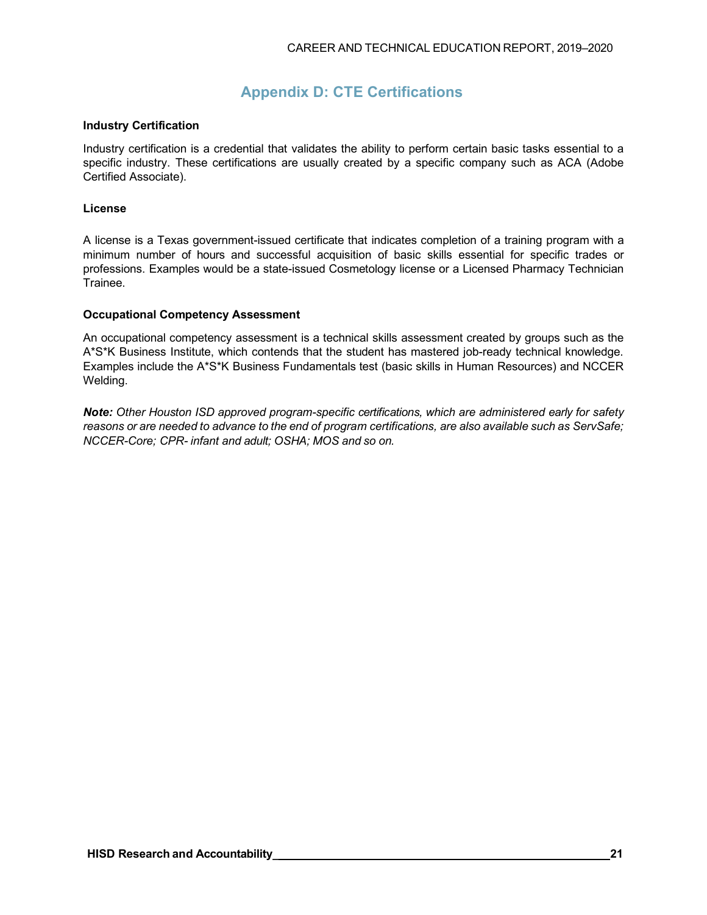# Appendix D: CTE Certifications

**Industry Certification**

Industry certification is a credential that validates the ability to perform certain basic tasks essential to a specific industry. These certifications are usually created by a specific company such as ACA (Adobe Certified Associate).

**License**

A license is a Texas government-issued certificate that indicates completion of a training program with a minimum number of hours and successful acquisition of basic skills essential for specific trades or professions. Examples would be a state-issued Cosmetology license or a Licensed Pharmacy Technician Trainee.

**Occupational Competency Assessment**

An occupational competency assessment is a technical skills assessment created by groups such as the A*S*K Business Institute, which contends that the student has mastered job-ready technical knowledge. Examples include the A*S*K Business Fundamentals test (basic skills in Human Resources) and NCCER Welding.

***Note:*** *Other Houston ISD approved program-specific certifications, which are administered early for safety reasons or are needed to advance to the end of program certifications, are also available such as ServSafe; NCCER-Core; CPR- infant and adult; OSHA; MOS and so on.*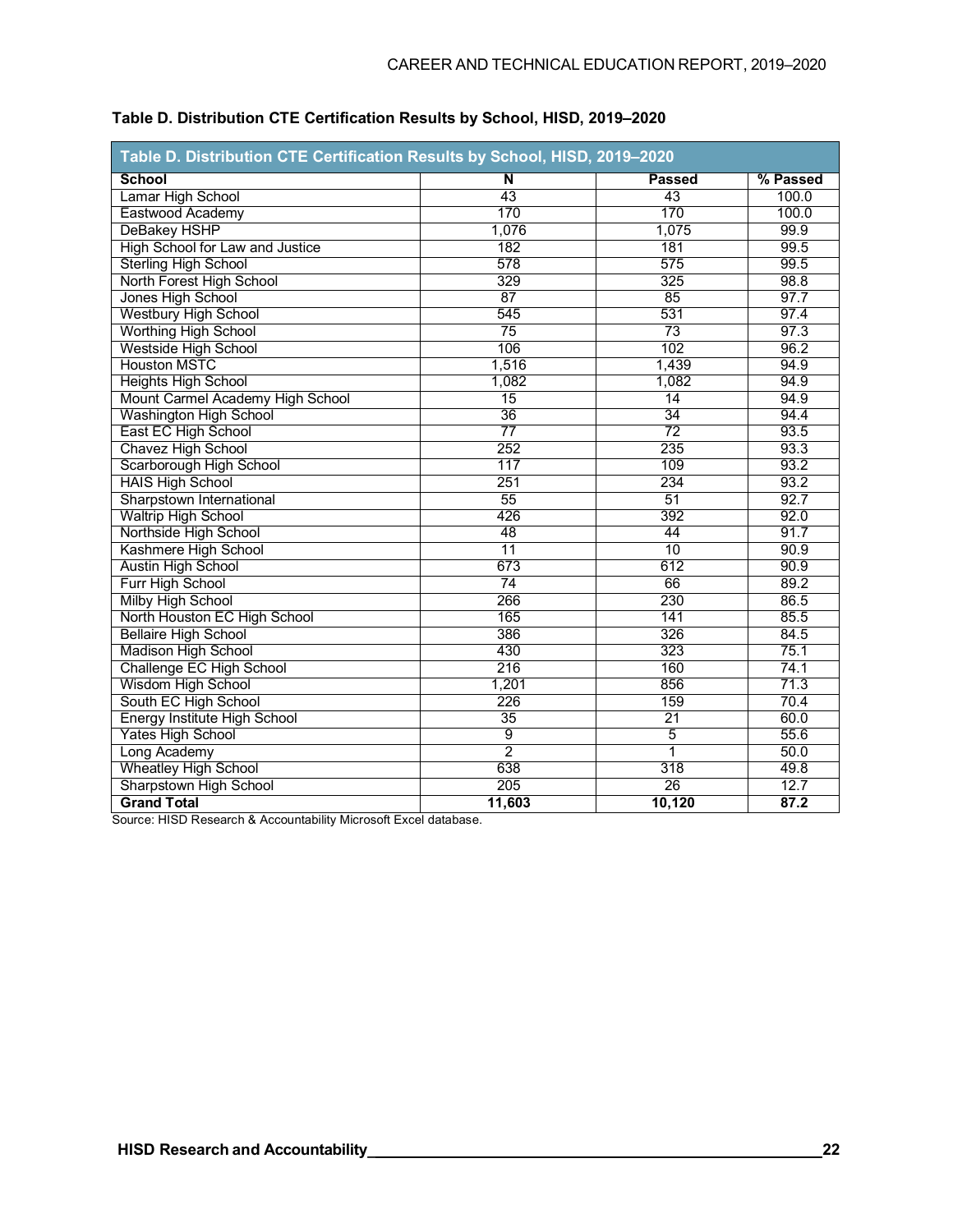**Table D. Distribution CTE Certification Results by School, HISD, 2019–2020**

| School | N | Passed | % Passed |
|---|---|---|---|
| Lamar High School | 43 | 43 | 100.0 |
| Eastwood Academy | 170 | 170 | 100.0 |
| DeBakey HSHP | 1,076 | 1,075 | 99.9 |
| High School for Law and Justice | 182 | 181 | 99.5 |
| Sterling High School | 578 | 575 | 99.5 |
| North Forest High School | 329 | 325 | 98.8 |
| Jones High School | 87 | 85 | 97.7 |
| Westbury High School | 545 | 531 | 97.4 |
| Worthing High School | 75 | 73 | 97.3 |
| Westside High School | 106 | 102 | 96.2 |
| Houston MSTC | 1,516 | 1,439 | 94.9 |
| Heights High School | 1,082 | 1,082 | 94.9 |
| Mount Carmel Academy High School | 15 | 14 | 94.9 |
| Washington High School | 36 | 34 | 94.4 |
| East EC High School | 77 | 72 | 93.5 |
| Chavez High School | 252 | 235 | 93.3 |
| Scarborough High School | 117 | 109 | 93.2 |
| HAIS High School | 251 | 234 | 93.2 |
| Sharpstown International | 55 | 51 | 92.7 |
| Waltrip High School | 426 | 392 | 92.0 |
| Northside High School | 48 | 44 | 91.7 |
| Kashmere High School | 11 | 10 | 90.9 |
| Austin High School | 673 | 612 | 90.9 |
| Furr High School | 74 | 66 | 89.2 |
| Milby High School | 266 | 230 | 86.5 |
| North Houston EC High School | 165 | 141 | 85.5 |
| Bellaire High School | 386 | 326 | 84.5 |
| Madison High School | 430 | 323 | 75.1 |
| Challenge EC High School | 216 | 160 | 74.1 |
| Wisdom High School | 1,201 | 856 | 71.3 |
| South EC High School | 226 | 159 | 70.4 |
| Energy Institute High School | 35 | 21 | 60.0 |
| Yates High School | 9 | 5 | 55.6 |
| Long Academy | 2 | 1 | 50.0 |
| Wheatley High School | 638 | 318 | 49.8 |
| Sharpstown High School | 205 | 26 | 12.7 |
| **Grand Total** | **11,603** | **10,120** | **87.2** |

Source: HISD Research & Accountability Microsoft Excel database.